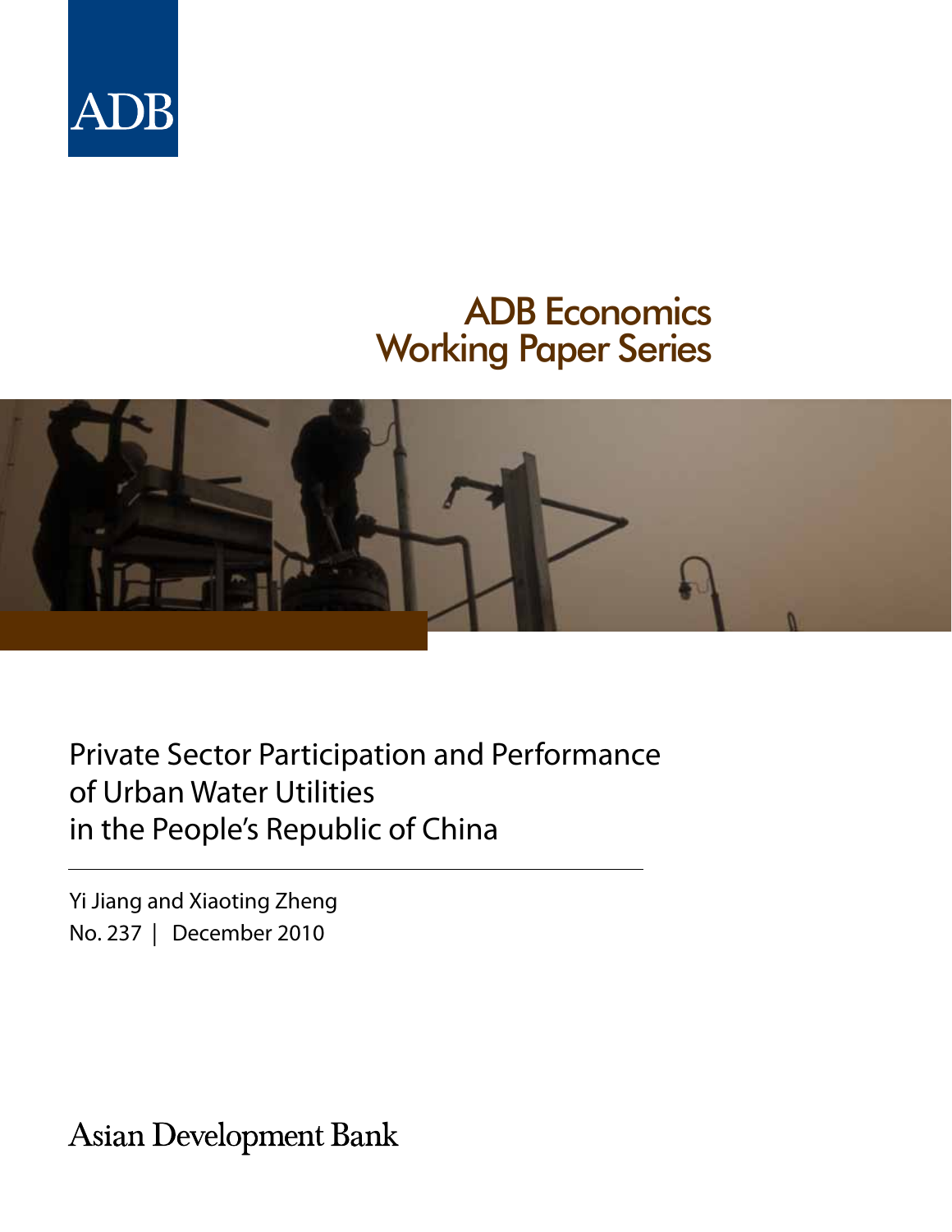ADB

ADB Economics
Working Paper Series

# Private Sector Participation and Performance of Urban Water Utilities in the People's Republic of China

Yi Jiang and Xiaoting Zheng

No. 237 | December 2010

Asian Development Bank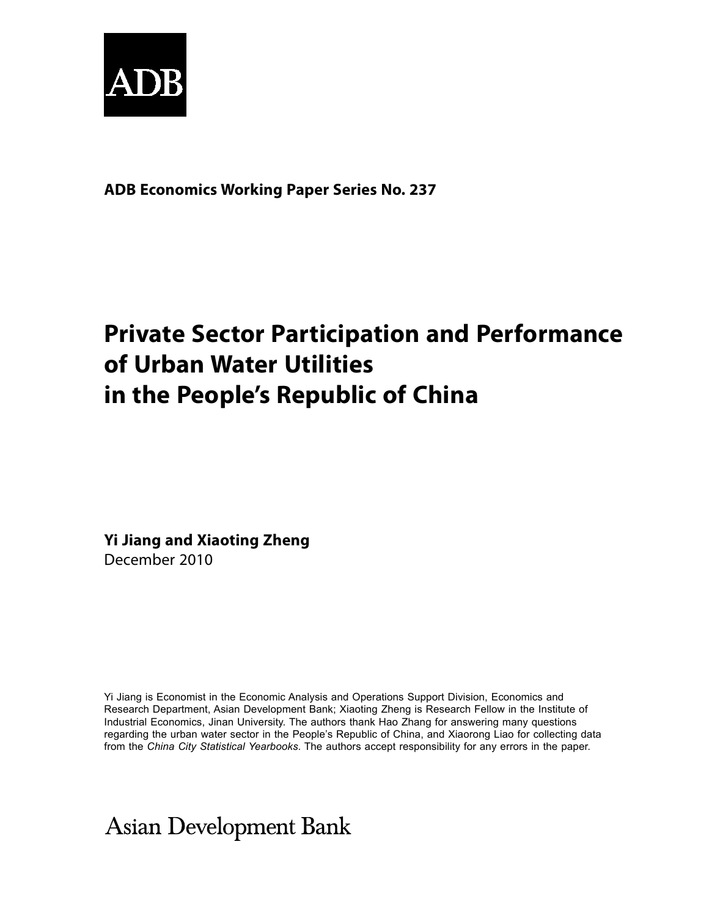ADB

**ADB Economics Working Paper Series No. 237**

# Private Sector Participation and Performance of Urban Water Utilities in the People's Republic of China

**Yi Jiang and Xiaoting Zheng**
December 2010

Yi Jiang is Economist in the Economic Analysis and Operations Support Division, Economics and Research Department, Asian Development Bank; Xiaoting Zheng is Research Fellow in the Institute of Industrial Economics, Jinan University. The authors thank Hao Zhang for answering many questions regarding the urban water sector in the People's Republic of China, and Xiaorong Liao for collecting data from the *China City Statistical Yearbooks*. The authors accept responsibility for any errors in the paper.

Asian Development Bank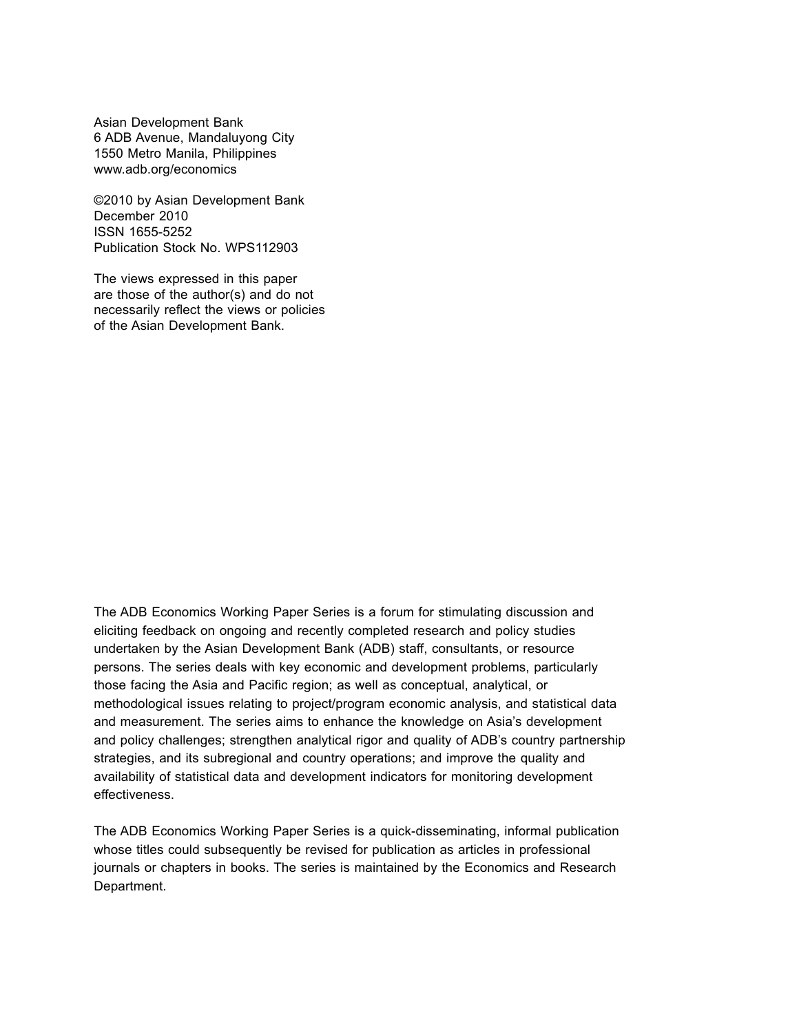Asian Development Bank
6 ADB Avenue, Mandaluyong City
1550 Metro Manila, Philippines
www.adb.org/economics

©2010 by Asian Development Bank
December 2010
ISSN 1655-5252
Publication Stock No. WPS112903

The views expressed in this paper are those of the author(s) and do not necessarily reflect the views or policies of the Asian Development Bank.

The ADB Economics Working Paper Series is a forum for stimulating discussion and eliciting feedback on ongoing and recently completed research and policy studies undertaken by the Asian Development Bank (ADB) staff, consultants, or resource persons. The series deals with key economic and development problems, particularly those facing the Asia and Pacific region; as well as conceptual, analytical, or methodological issues relating to project/program economic analysis, and statistical data and measurement. The series aims to enhance the knowledge on Asia's development and policy challenges; strengthen analytical rigor and quality of ADB's country partnership strategies, and its subregional and country operations; and improve the quality and availability of statistical data and development indicators for monitoring development effectiveness.

The ADB Economics Working Paper Series is a quick-disseminating, informal publication whose titles could subsequently be revised for publication as articles in professional journals or chapters in books. The series is maintained by the Economics and Research Department.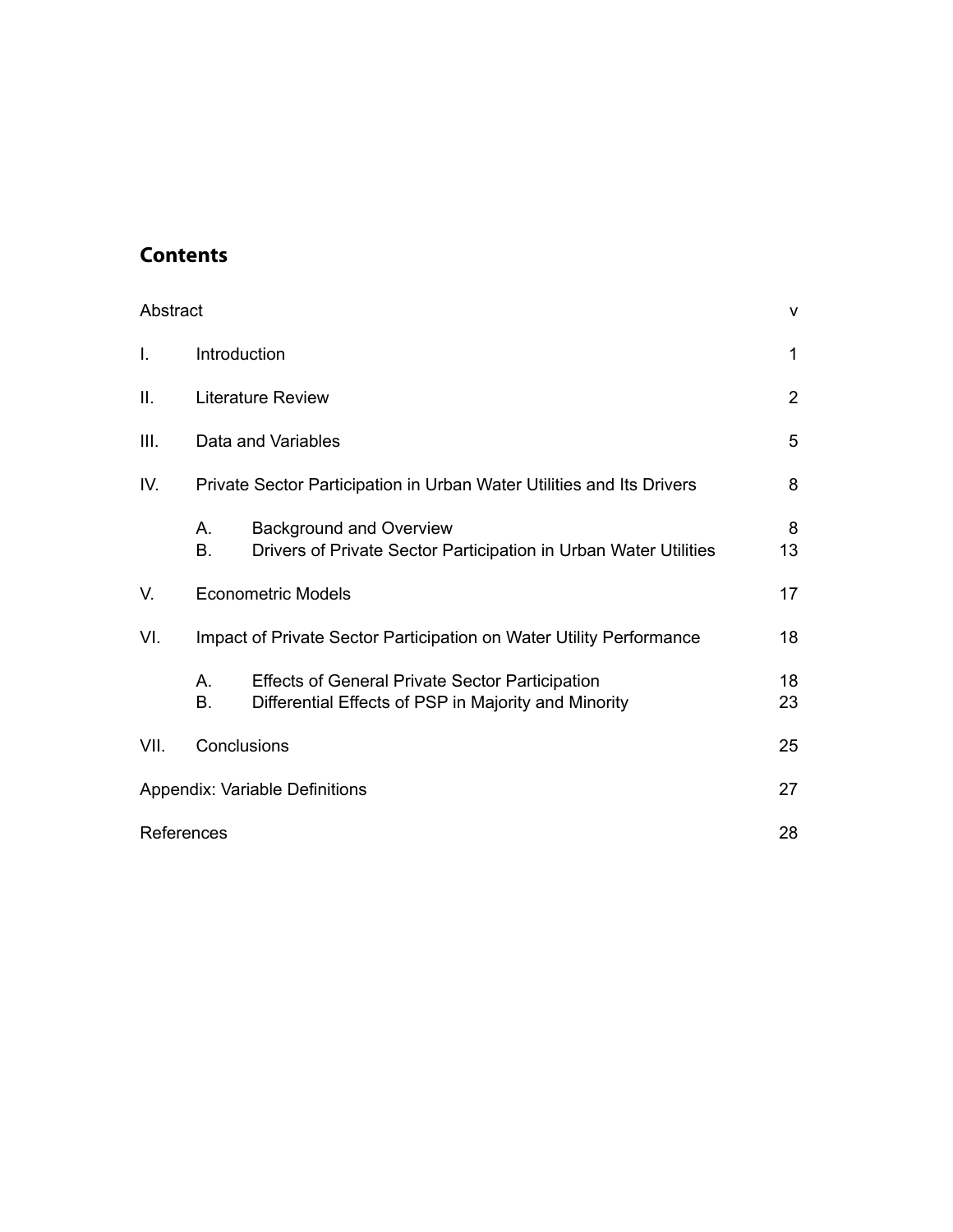## Contents

| | | |
|---|---|---|
| Abstract | | v |
| I. | Introduction | 1 |
| II. | Literature Review | 2 |
| III. | Data and Variables | 5 |
| IV. | Private Sector Participation in Urban Water Utilities and Its Drivers | 8 |
| | A. Background and Overview | 8 |
| | B. Drivers of Private Sector Participation in Urban Water Utilities | 13 |
| V. | Econometric Models | 17 |
| VI. | Impact of Private Sector Participation on Water Utility Performance | 18 |
| | A. Effects of General Private Sector Participation | 18 |
| | B. Differential Effects of PSP in Majority and Minority | 23 |
| VII. | Conclusions | 25 |
| Appendix: Variable Definitions | | 27 |
| References | | 28 |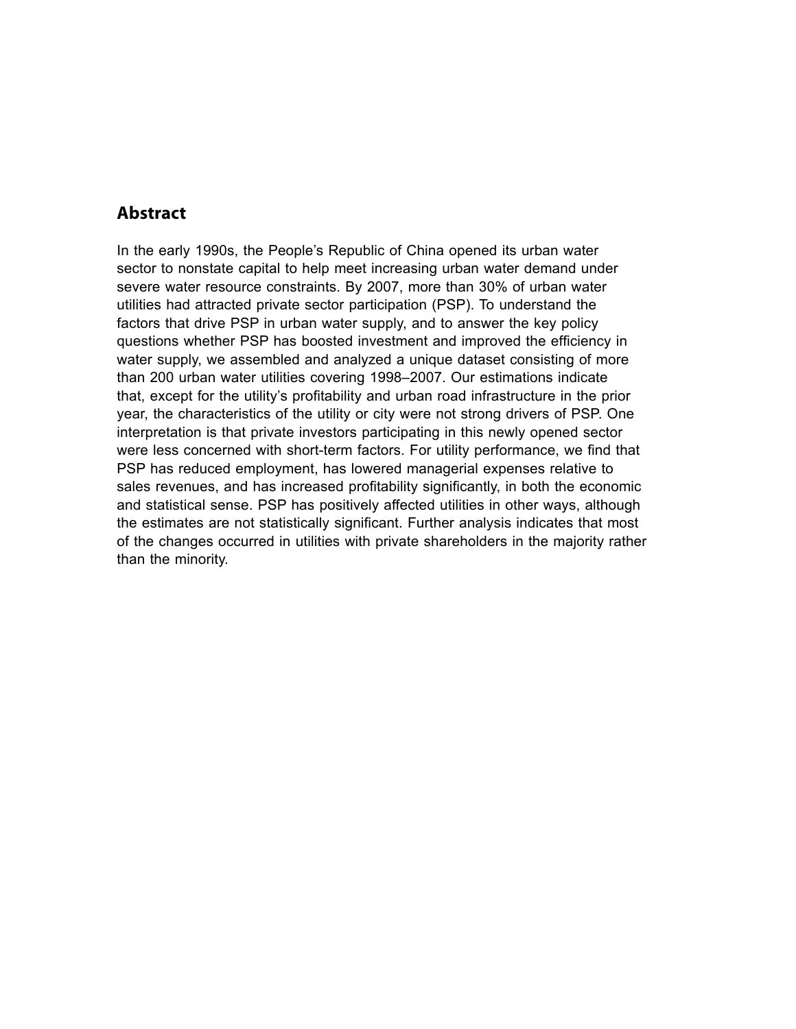## Abstract

In the early 1990s, the People's Republic of China opened its urban water sector to nonstate capital to help meet increasing urban water demand under severe water resource constraints. By 2007, more than 30% of urban water utilities had attracted private sector participation (PSP). To understand the factors that drive PSP in urban water supply, and to answer the key policy questions whether PSP has boosted investment and improved the efficiency in water supply, we assembled and analyzed a unique dataset consisting of more than 200 urban water utilities covering 1998–2007. Our estimations indicate that, except for the utility's profitability and urban road infrastructure in the prior year, the characteristics of the utility or city were not strong drivers of PSP. One interpretation is that private investors participating in this newly opened sector were less concerned with short-term factors. For utility performance, we find that PSP has reduced employment, has lowered managerial expenses relative to sales revenues, and has increased profitability significantly, in both the economic and statistical sense. PSP has positively affected utilities in other ways, although the estimates are not statistically significant. Further analysis indicates that most of the changes occurred in utilities with private shareholders in the majority rather than the minority.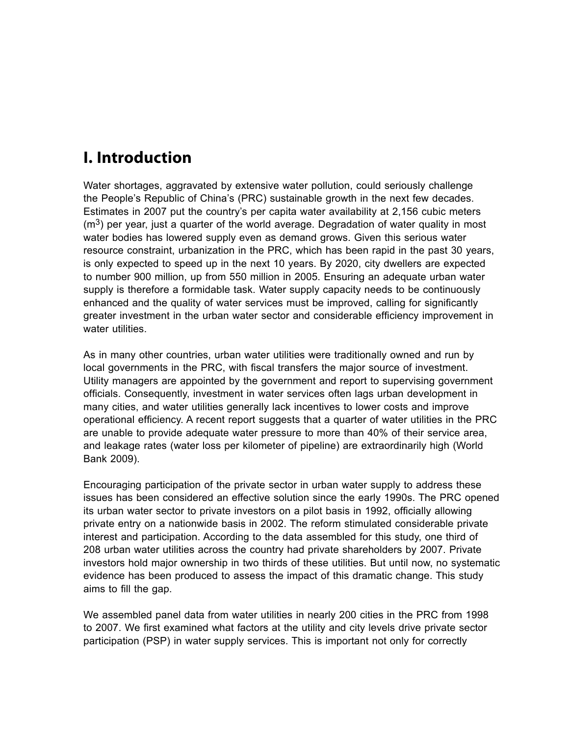# I. Introduction

Water shortages, aggravated by extensive water pollution, could seriously challenge the People's Republic of China's (PRC) sustainable growth in the next few decades. Estimates in 2007 put the country's per capita water availability at 2,156 cubic meters ($m^3$) per year, just a quarter of the world average. Degradation of water quality in most water bodies has lowered supply even as demand grows. Given this serious water resource constraint, urbanization in the PRC, which has been rapid in the past 30 years, is only expected to speed up in the next 10 years. By 2020, city dwellers are expected to number 900 million, up from 550 million in 2005. Ensuring an adequate urban water supply is therefore a formidable task. Water supply capacity needs to be continuously enhanced and the quality of water services must be improved, calling for significantly greater investment in the urban water sector and considerable efficiency improvement in water utilities.

As in many other countries, urban water utilities were traditionally owned and run by local governments in the PRC, with fiscal transfers the major source of investment. Utility managers are appointed by the government and report to supervising government officials. Consequently, investment in water services often lags urban development in many cities, and water utilities generally lack incentives to lower costs and improve operational efficiency. A recent report suggests that a quarter of water utilities in the PRC are unable to provide adequate water pressure to more than 40% of their service area, and leakage rates (water loss per kilometer of pipeline) are extraordinarily high (World Bank 2009).

Encouraging participation of the private sector in urban water supply to address these issues has been considered an effective solution since the early 1990s. The PRC opened its urban water sector to private investors on a pilot basis in 1992, officially allowing private entry on a nationwide basis in 2002. The reform stimulated considerable private interest and participation. According to the data assembled for this study, one third of 208 urban water utilities across the country had private shareholders by 2007. Private investors hold major ownership in two thirds of these utilities. But until now, no systematic evidence has been produced to assess the impact of this dramatic change. This study aims to fill the gap.

We assembled panel data from water utilities in nearly 200 cities in the PRC from 1998 to 2007. We first examined what factors at the utility and city levels drive private sector participation (PSP) in water supply services. This is important not only for correctly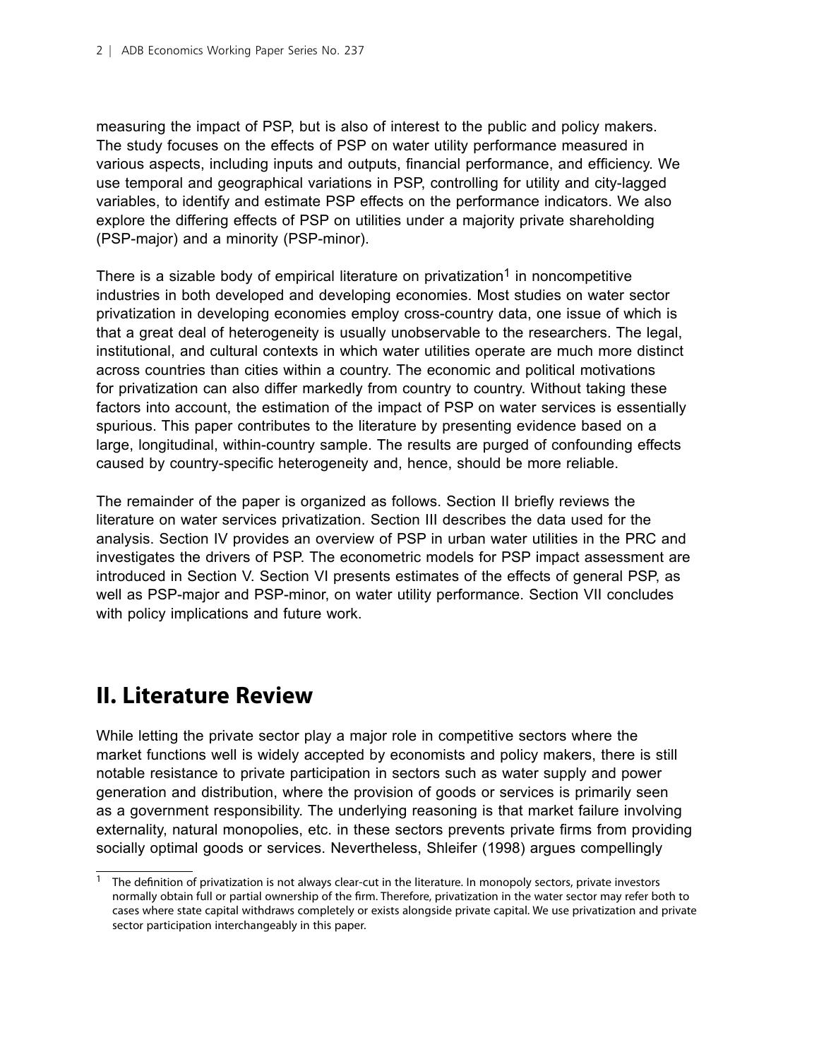measuring the impact of PSP, but is also of interest to the public and policy makers. The study focuses on the effects of PSP on water utility performance measured in various aspects, including inputs and outputs, financial performance, and efficiency. We use temporal and geographical variations in PSP, controlling for utility and city-lagged variables, to identify and estimate PSP effects on the performance indicators. We also explore the differing effects of PSP on utilities under a majority private shareholding (PSP-major) and a minority (PSP-minor).

There is a sizable body of empirical literature on privatization[1] in noncompetitive industries in both developed and developing economies. Most studies on water sector privatization in developing economies employ cross-country data, one issue of which is that a great deal of heterogeneity is usually unobservable to the researchers. The legal, institutional, and cultural contexts in which water utilities operate are much more distinct across countries than cities within a country. The economic and political motivations for privatization can also differ markedly from country to country. Without taking these factors into account, the estimation of the impact of PSP on water services is essentially spurious. This paper contributes to the literature by presenting evidence based on a large, longitudinal, within-country sample. The results are purged of confounding effects caused by country-specific heterogeneity and, hence, should be more reliable.

The remainder of the paper is organized as follows. Section II briefly reviews the literature on water services privatization. Section III describes the data used for the analysis. Section IV provides an overview of PSP in urban water utilities in the PRC and investigates the drivers of PSP. The econometric models for PSP impact assessment are introduced in Section V. Section VI presents estimates of the effects of general PSP, as well as PSP-major and PSP-minor, on water utility performance. Section VII concludes with policy implications and future work.

## II. Literature Review

While letting the private sector play a major role in competitive sectors where the market functions well is widely accepted by economists and policy makers, there is still notable resistance to private participation in sectors such as water supply and power generation and distribution, where the provision of goods or services is primarily seen as a government responsibility. The underlying reasoning is that market failure involving externality, natural monopolies, etc. in these sectors prevents private firms from providing socially optimal goods or services. Nevertheless, Shleifer (1998) argues compellingly

[1] The definition of privatization is not always clear-cut in the literature. In monopoly sectors, private investors normally obtain full or partial ownership of the firm. Therefore, privatization in the water sector may refer both to cases where state capital withdraws completely or exists alongside private capital. We use privatization and private sector participation interchangeably in this paper.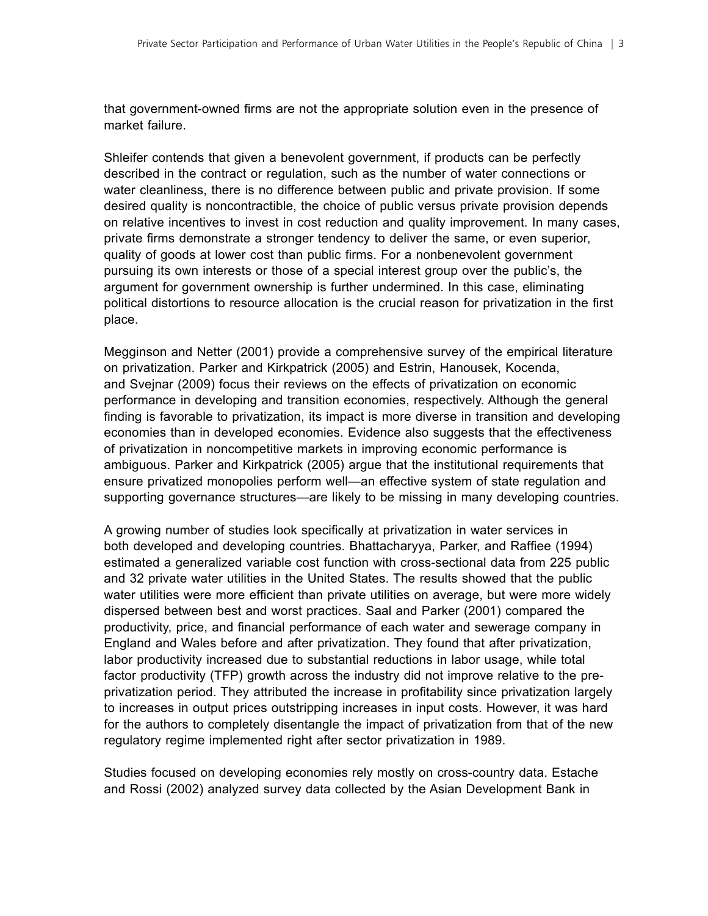that government-owned firms are not the appropriate solution even in the presence of market failure.

Shleifer contends that given a benevolent government, if products can be perfectly described in the contract or regulation, such as the number of water connections or water cleanliness, there is no difference between public and private provision. If some desired quality is noncontractible, the choice of public versus private provision depends on relative incentives to invest in cost reduction and quality improvement. In many cases, private firms demonstrate a stronger tendency to deliver the same, or even superior, quality of goods at lower cost than public firms. For a nonbenevolent government pursuing its own interests or those of a special interest group over the public's, the argument for government ownership is further undermined. In this case, eliminating political distortions to resource allocation is the crucial reason for privatization in the first place.

Megginson and Netter (2001) provide a comprehensive survey of the empirical literature on privatization. Parker and Kirkpatrick (2005) and Estrin, Hanousek, Kocenda, and Svejnar (2009) focus their reviews on the effects of privatization on economic performance in developing and transition economies, respectively. Although the general finding is favorable to privatization, its impact is more diverse in transition and developing economies than in developed economies. Evidence also suggests that the effectiveness of privatization in noncompetitive markets in improving economic performance is ambiguous. Parker and Kirkpatrick (2005) argue that the institutional requirements that ensure privatized monopolies perform well—an effective system of state regulation and supporting governance structures—are likely to be missing in many developing countries.

A growing number of studies look specifically at privatization in water services in both developed and developing countries. Bhattacharyya, Parker, and Raffiee (1994) estimated a generalized variable cost function with cross-sectional data from 225 public and 32 private water utilities in the United States. The results showed that the public water utilities were more efficient than private utilities on average, but were more widely dispersed between best and worst practices. Saal and Parker (2001) compared the productivity, price, and financial performance of each water and sewerage company in England and Wales before and after privatization. They found that after privatization, labor productivity increased due to substantial reductions in labor usage, while total factor productivity (TFP) growth across the industry did not improve relative to the pre-privatization period. They attributed the increase in profitability since privatization largely to increases in output prices outstripping increases in input costs. However, it was hard for the authors to completely disentangle the impact of privatization from that of the new regulatory regime implemented right after sector privatization in 1989.

Studies focused on developing economies rely mostly on cross-country data. Estache and Rossi (2002) analyzed survey data collected by the Asian Development Bank in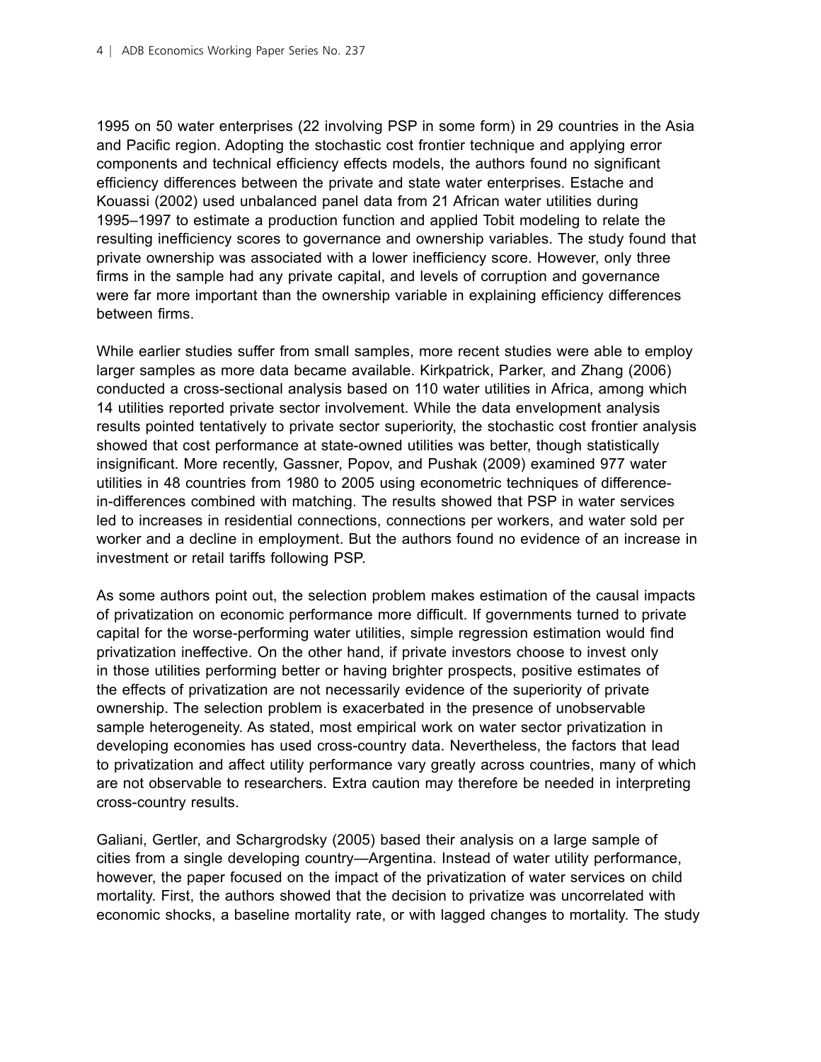1995 on 50 water enterprises (22 involving PSP in some form) in 29 countries in the Asia and Pacific region. Adopting the stochastic cost frontier technique and applying error components and technical efficiency effects models, the authors found no significant efficiency differences between the private and state water enterprises. Estache and Kouassi (2002) used unbalanced panel data from 21 African water utilities during 1995–1997 to estimate a production function and applied Tobit modeling to relate the resulting inefficiency scores to governance and ownership variables. The study found that private ownership was associated with a lower inefficiency score. However, only three firms in the sample had any private capital, and levels of corruption and governance were far more important than the ownership variable in explaining efficiency differences between firms.

While earlier studies suffer from small samples, more recent studies were able to employ larger samples as more data became available. Kirkpatrick, Parker, and Zhang (2006) conducted a cross-sectional analysis based on 110 water utilities in Africa, among which 14 utilities reported private sector involvement. While the data envelopment analysis results pointed tentatively to private sector superiority, the stochastic cost frontier analysis showed that cost performance at state-owned utilities was better, though statistically insignificant. More recently, Gassner, Popov, and Pushak (2009) examined 977 water utilities in 48 countries from 1980 to 2005 using econometric techniques of difference-in-differences combined with matching. The results showed that PSP in water services led to increases in residential connections, connections per workers, and water sold per worker and a decline in employment. But the authors found no evidence of an increase in investment or retail tariffs following PSP.

As some authors point out, the selection problem makes estimation of the causal impacts of privatization on economic performance more difficult. If governments turned to private capital for the worse-performing water utilities, simple regression estimation would find privatization ineffective. On the other hand, if private investors choose to invest only in those utilities performing better or having brighter prospects, positive estimates of the effects of privatization are not necessarily evidence of the superiority of private ownership. The selection problem is exacerbated in the presence of unobservable sample heterogeneity. As stated, most empirical work on water sector privatization in developing economies has used cross-country data. Nevertheless, the factors that lead to privatization and affect utility performance vary greatly across countries, many of which are not observable to researchers. Extra caution may therefore be needed in interpreting cross-country results.

Galiani, Gertler, and Schargrodsky (2005) based their analysis on a large sample of cities from a single developing country—Argentina. Instead of water utility performance, however, the paper focused on the impact of the privatization of water services on child mortality. First, the authors showed that the decision to privatize was uncorrelated with economic shocks, a baseline mortality rate, or with lagged changes to mortality. The study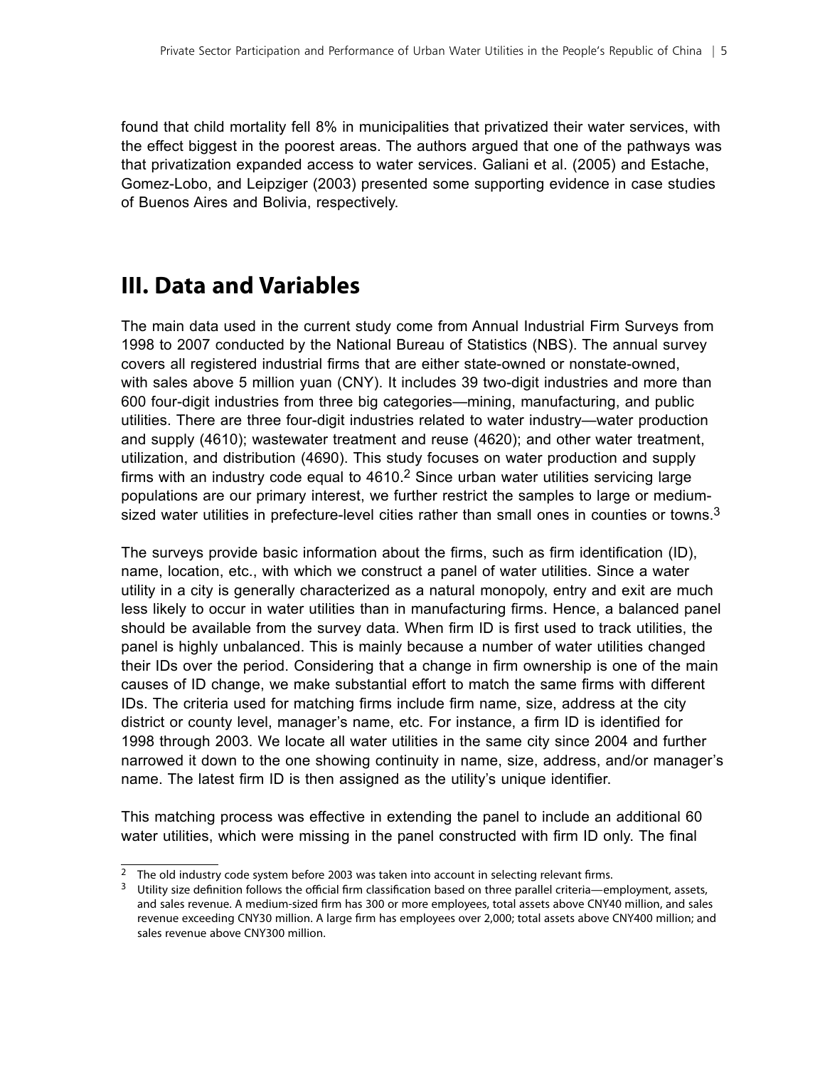found that child mortality fell 8% in municipalities that privatized their water services, with the effect biggest in the poorest areas. The authors argued that one of the pathways was that privatization expanded access to water services. Galiani et al. (2005) and Estache, Gomez-Lobo, and Leipziger (2003) presented some supporting evidence in case studies of Buenos Aires and Bolivia, respectively.

## III. Data and Variables

The main data used in the current study come from Annual Industrial Firm Surveys from 1998 to 2007 conducted by the National Bureau of Statistics (NBS). The annual survey covers all registered industrial firms that are either state-owned or nonstate-owned, with sales above 5 million yuan (CNY). It includes 39 two-digit industries and more than 600 four-digit industries from three big categories—mining, manufacturing, and public utilities. There are three four-digit industries related to water industry—water production and supply (4610); wastewater treatment and reuse (4620); and other water treatment, utilization, and distribution (4690). This study focuses on water production and supply firms with an industry code equal to 4610.[2] Since urban water utilities servicing large populations are our primary interest, we further restrict the samples to large or medium-sized water utilities in prefecture-level cities rather than small ones in counties or towns.[3]

The surveys provide basic information about the firms, such as firm identification (ID), name, location, etc., with which we construct a panel of water utilities. Since a water utility in a city is generally characterized as a natural monopoly, entry and exit are much less likely to occur in water utilities than in manufacturing firms. Hence, a balanced panel should be available from the survey data. When firm ID is first used to track utilities, the panel is highly unbalanced. This is mainly because a number of water utilities changed their IDs over the period. Considering that a change in firm ownership is one of the main causes of ID change, we make substantial effort to match the same firms with different IDs. The criteria used for matching firms include firm name, size, address at the city district or county level, manager's name, etc. For instance, a firm ID is identified for 1998 through 2003. We locate all water utilities in the same city since 2004 and further narrowed it down to the one showing continuity in name, size, address, and/or manager's name. The latest firm ID is then assigned as the utility's unique identifier.

This matching process was effective in extending the panel to include an additional 60 water utilities, which were missing in the panel constructed with firm ID only. The final

---

[2] The old industry code system before 2003 was taken into account in selecting relevant firms.

[3] Utility size definition follows the official firm classification based on three parallel criteria—employment, assets, and sales revenue. A medium-sized firm has 300 or more employees, total assets above CNY40 million, and sales revenue exceeding CNY30 million. A large firm has employees over 2,000; total assets above CNY400 million; and sales revenue above CNY300 million.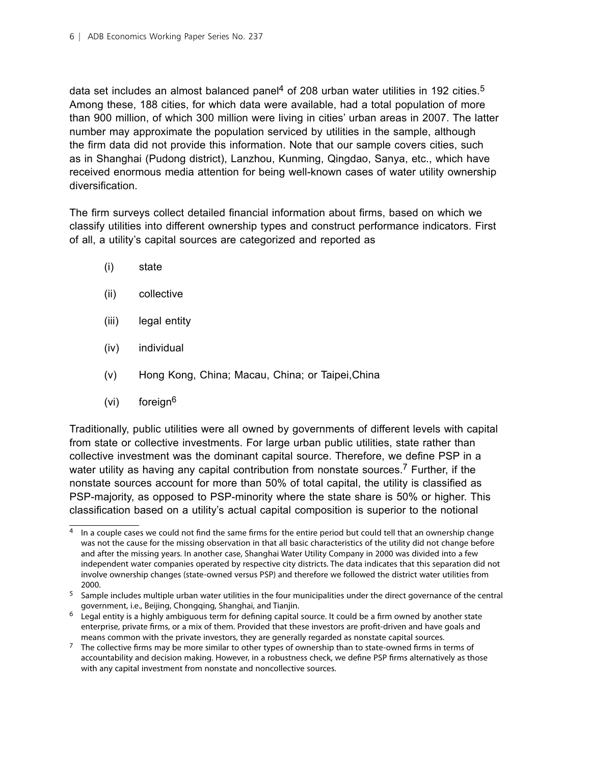data set includes an almost balanced panel[4] of 208 urban water utilities in 192 cities.[5] Among these, 188 cities, for which data were available, had a total population of more than 900 million, of which 300 million were living in cities' urban areas in 2007. The latter number may approximate the population serviced by utilities in the sample, although the firm data did not provide this information. Note that our sample covers cities, such as in Shanghai (Pudong district), Lanzhou, Kunming, Qingdao, Sanya, etc., which have received enormous media attention for being well-known cases of water utility ownership diversification.

The firm surveys collect detailed financial information about firms, based on which we classify utilities into different ownership types and construct performance indicators. First of all, a utility's capital sources are categorized and reported as

(i) state

(ii) collective

(iii) legal entity

(iv) individual

(v) Hong Kong, China; Macau, China; or Taipei,China

(vi) foreign[6]

Traditionally, public utilities were all owned by governments of different levels with capital from state or collective investments. For large urban public utilities, state rather than collective investment was the dominant capital source. Therefore, we define PSP in a water utility as having any capital contribution from nonstate sources.[7] Further, if the nonstate sources account for more than 50% of total capital, the utility is classified as PSP-majority, as opposed to PSP-minority where the state share is 50% or higher. This classification based on a utility's actual capital composition is superior to the notional

---

[4] In a couple cases we could not find the same firms for the entire period but could tell that an ownership change was not the cause for the missing observation in that all basic characteristics of the utility did not change before and after the missing years. In another case, Shanghai Water Utility Company in 2000 was divided into a few independent water companies operated by respective city districts. The data indicates that this separation did not involve ownership changes (state-owned versus PSP) and therefore we followed the district water utilities from 2000.

[5] Sample includes multiple urban water utilities in the four municipalities under the direct governance of the central government, i.e., Beijing, Chongqing, Shanghai, and Tianjin.

[6] Legal entity is a highly ambiguous term for defining capital source. It could be a firm owned by another state enterprise, private firms, or a mix of them. Provided that these investors are profit-driven and have goals and means common with the private investors, they are generally regarded as nonstate capital sources.

[7] The collective firms may be more similar to other types of ownership than to state-owned firms in terms of accountability and decision making. However, in a robustness check, we define PSP firms alternatively as those with any capital investment from nonstate and noncollective sources.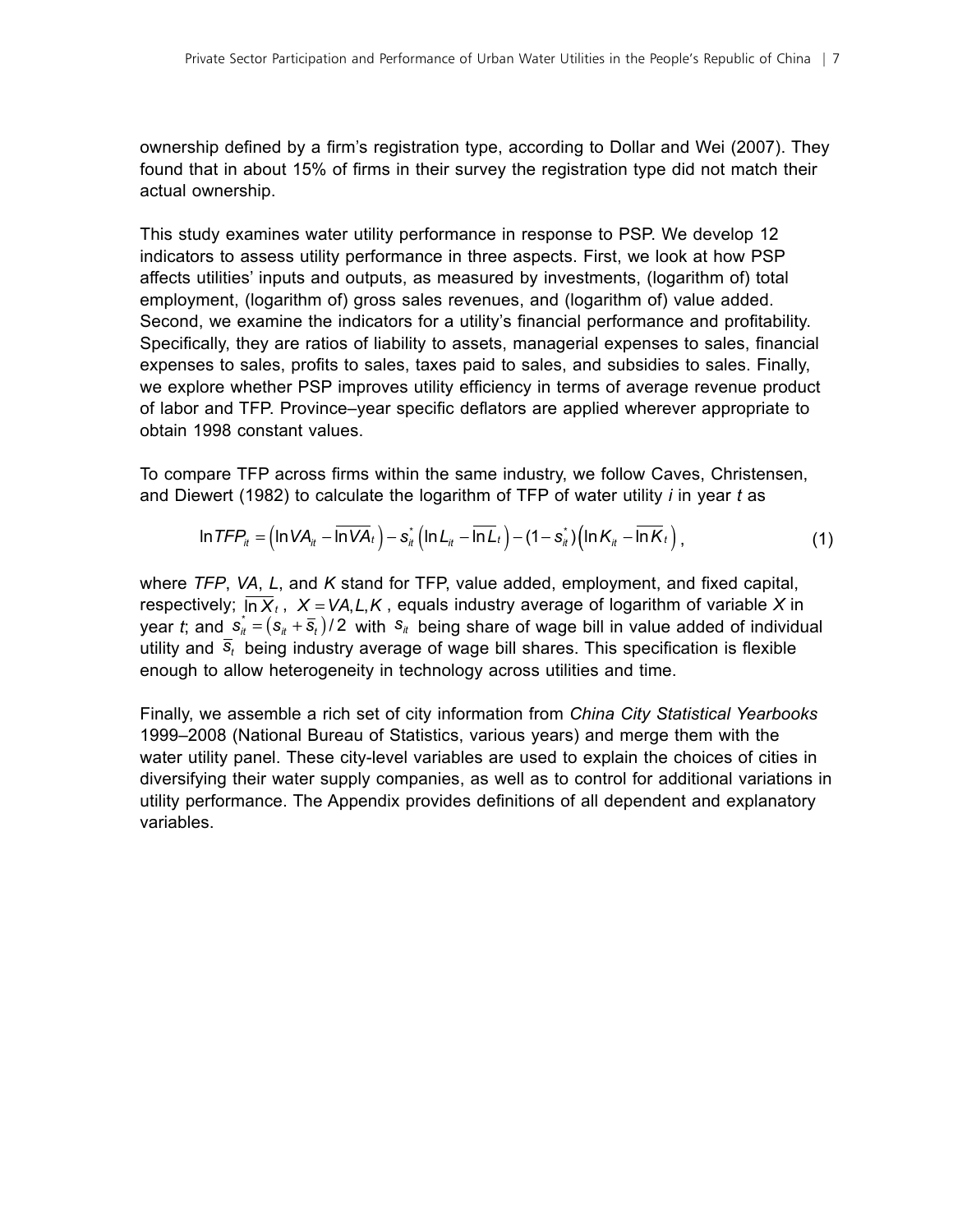ownership defined by a firm's registration type, according to Dollar and Wei (2007). They found that in about 15% of firms in their survey the registration type did not match their actual ownership.

This study examines water utility performance in response to PSP. We develop 12 indicators to assess utility performance in three aspects. First, we look at how PSP affects utilities' inputs and outputs, as measured by investments, (logarithm of) total employment, (logarithm of) gross sales revenues, and (logarithm of) value added. Second, we examine the indicators for a utility's financial performance and profitability. Specifically, they are ratios of liability to assets, managerial expenses to sales, financial expenses to sales, profits to sales, taxes paid to sales, and subsidies to sales. Finally, we explore whether PSP improves utility efficiency in terms of average revenue product of labor and TFP. Province–year specific deflators are applied wherever appropriate to obtain 1998 constant values.

To compare TFP across firms within the same industry, we follow Caves, Christensen, and Diewert (1982) to calculate the logarithm of TFP of water utility *i* in year *t* as

$$\ln TFP_{it} = \left(\ln VA_{it} - \overline{\ln VA}_t\right) - s_{it}^{*}\left(\ln L_{it} - \overline{\ln L}_t\right) - (1 - s_{it}^{*})\left(\ln K_{it} - \overline{\ln K}_t\right), \tag{1}$$

where *TFP*, *VA*, *L*, and *K* stand for TFP, value added, employment, and fixed capital, respectively; $\overline{\ln X}_t$, $X = VA, L, K$, equals industry average of logarithm of variable *X* in year *t*; and $s_{it}^{*} = (s_{it} + \overline{s}_t)/2$ with $s_{it}$ being share of wage bill in value added of individual utility and $\overline{s}_t$ being industry average of wage bill shares. This specification is flexible enough to allow heterogeneity in technology across utilities and time.

Finally, we assemble a rich set of city information from *China City Statistical Yearbooks* 1999–2008 (National Bureau of Statistics, various years) and merge them with the water utility panel. These city-level variables are used to explain the choices of cities in diversifying their water supply companies, as well as to control for additional variations in utility performance. The Appendix provides definitions of all dependent and explanatory variables.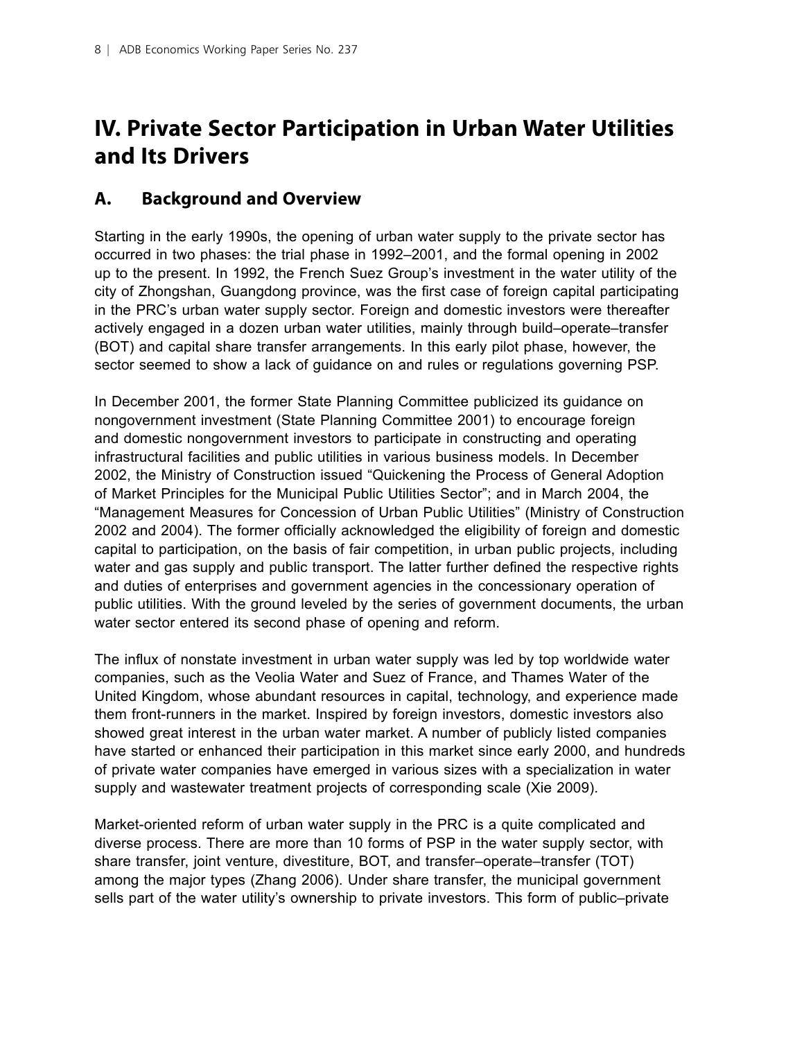# IV. Private Sector Participation in Urban Water Utilities and Its Drivers

## A. Background and Overview

Starting in the early 1990s, the opening of urban water supply to the private sector has occurred in two phases: the trial phase in 1992–2001, and the formal opening in 2002 up to the present. In 1992, the French Suez Group's investment in the water utility of the city of Zhongshan, Guangdong province, was the first case of foreign capital participating in the PRC's urban water supply sector. Foreign and domestic investors were thereafter actively engaged in a dozen urban water utilities, mainly through build–operate–transfer (BOT) and capital share transfer arrangements. In this early pilot phase, however, the sector seemed to show a lack of guidance on and rules or regulations governing PSP.

In December 2001, the former State Planning Committee publicized its guidance on nongovernment investment (State Planning Committee 2001) to encourage foreign and domestic nongovernment investors to participate in constructing and operating infrastructural facilities and public utilities in various business models. In December 2002, the Ministry of Construction issued "Quickening the Process of General Adoption of Market Principles for the Municipal Public Utilities Sector"; and in March 2004, the "Management Measures for Concession of Urban Public Utilities" (Ministry of Construction 2002 and 2004). The former officially acknowledged the eligibility of foreign and domestic capital to participation, on the basis of fair competition, in urban public projects, including water and gas supply and public transport. The latter further defined the respective rights and duties of enterprises and government agencies in the concessionary operation of public utilities. With the ground leveled by the series of government documents, the urban water sector entered its second phase of opening and reform.

The influx of nonstate investment in urban water supply was led by top worldwide water companies, such as the Veolia Water and Suez of France, and Thames Water of the United Kingdom, whose abundant resources in capital, technology, and experience made them front-runners in the market. Inspired by foreign investors, domestic investors also showed great interest in the urban water market. A number of publicly listed companies have started or enhanced their participation in this market since early 2000, and hundreds of private water companies have emerged in various sizes with a specialization in water supply and wastewater treatment projects of corresponding scale (Xie 2009).

Market-oriented reform of urban water supply in the PRC is a quite complicated and diverse process. There are more than 10 forms of PSP in the water supply sector, with share transfer, joint venture, divestiture, BOT, and transfer–operate–transfer (TOT) among the major types (Zhang 2006). Under share transfer, the municipal government sells part of the water utility's ownership to private investors. This form of public–private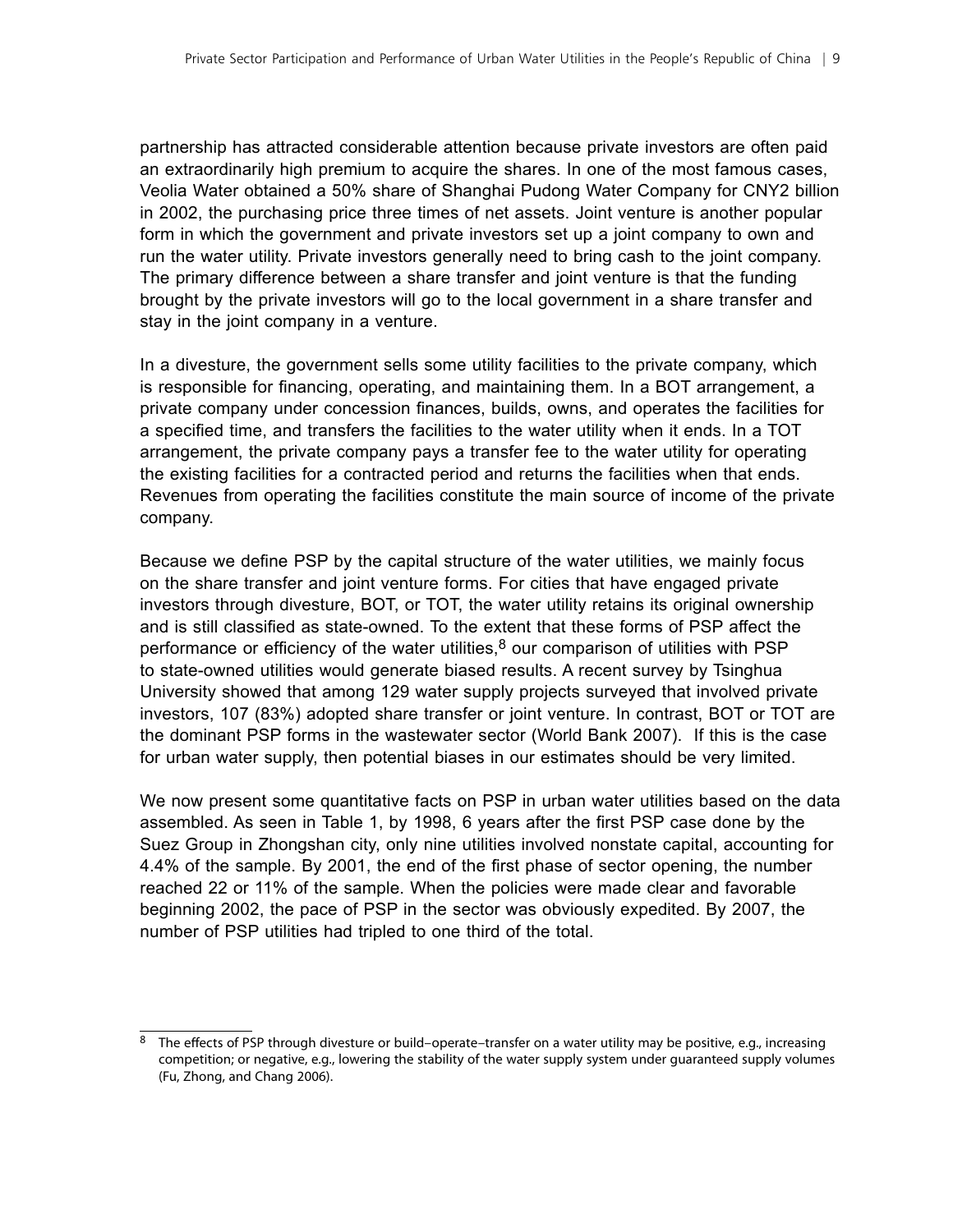partnership has attracted considerable attention because private investors are often paid an extraordinarily high premium to acquire the shares. In one of the most famous cases, Veolia Water obtained a 50% share of Shanghai Pudong Water Company for CNY2 billion in 2002, the purchasing price three times of net assets. Joint venture is another popular form in which the government and private investors set up a joint company to own and run the water utility. Private investors generally need to bring cash to the joint company. The primary difference between a share transfer and joint venture is that the funding brought by the private investors will go to the local government in a share transfer and stay in the joint company in a venture.

In a divesture, the government sells some utility facilities to the private company, which is responsible for financing, operating, and maintaining them. In a BOT arrangement, a private company under concession finances, builds, owns, and operates the facilities for a specified time, and transfers the facilities to the water utility when it ends. In a TOT arrangement, the private company pays a transfer fee to the water utility for operating the existing facilities for a contracted period and returns the facilities when that ends. Revenues from operating the facilities constitute the main source of income of the private company.

Because we define PSP by the capital structure of the water utilities, we mainly focus on the share transfer and joint venture forms. For cities that have engaged private investors through divesture, BOT, or TOT, the water utility retains its original ownership and is still classified as state-owned. To the extent that these forms of PSP affect the performance or efficiency of the water utilities,[8] our comparison of utilities with PSP to state-owned utilities would generate biased results. A recent survey by Tsinghua University showed that among 129 water supply projects surveyed that involved private investors, 107 (83%) adopted share transfer or joint venture. In contrast, BOT or TOT are the dominant PSP forms in the wastewater sector (World Bank 2007). If this is the case for urban water supply, then potential biases in our estimates should be very limited.

We now present some quantitative facts on PSP in urban water utilities based on the data assembled. As seen in Table 1, by 1998, 6 years after the first PSP case done by the Suez Group in Zhongshan city, only nine utilities involved nonstate capital, accounting for 4.4% of the sample. By 2001, the end of the first phase of sector opening, the number reached 22 or 11% of the sample. When the policies were made clear and favorable beginning 2002, the pace of PSP in the sector was obviously expedited. By 2007, the number of PSP utilities had tripled to one third of the total.

[8] The effects of PSP through divesture or build–operate–transfer on a water utility may be positive, e.g., increasing competition; or negative, e.g., lowering the stability of the water supply system under guaranteed supply volumes (Fu, Zhong, and Chang 2006).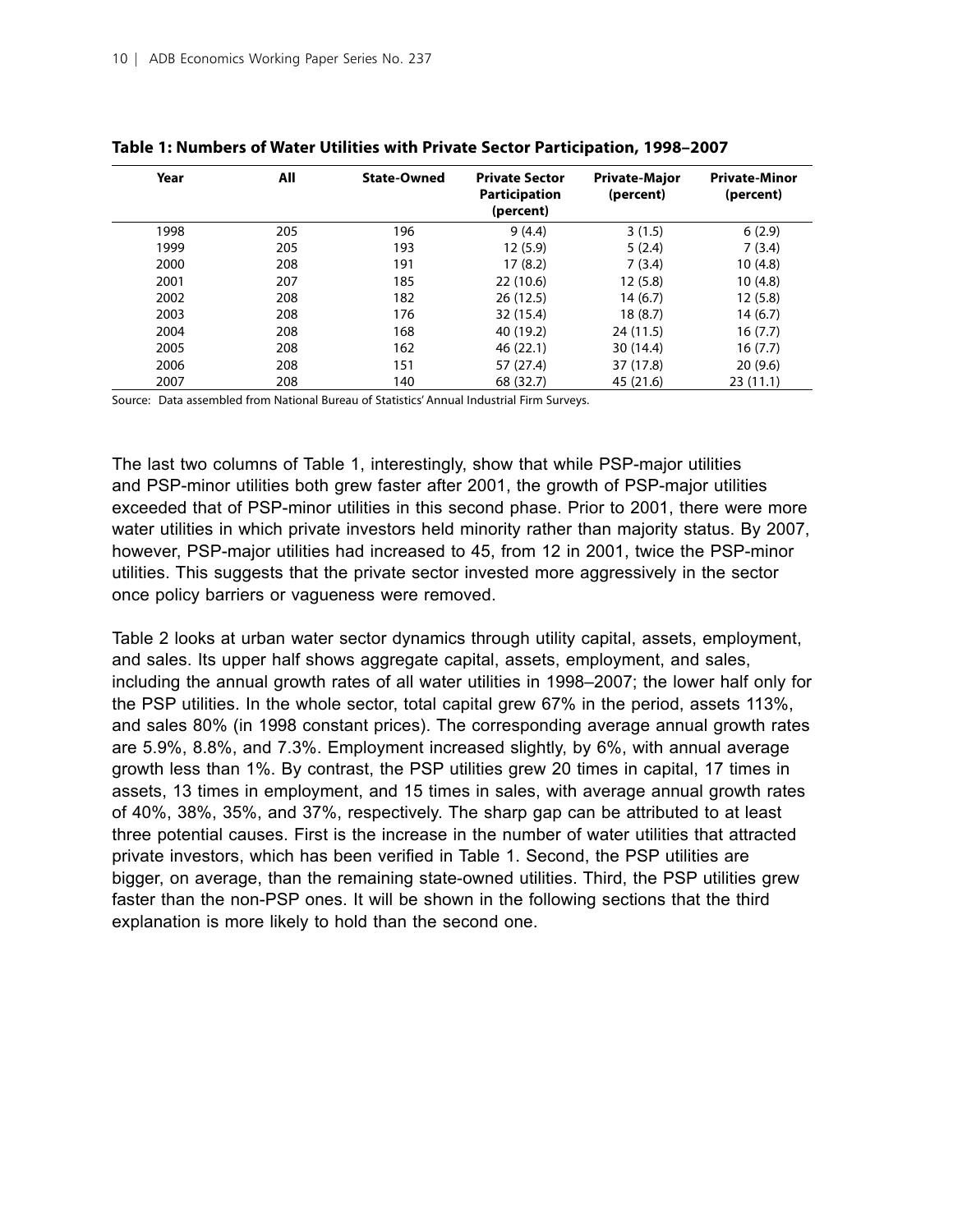**Table 1: Numbers of Water Utilities with Private Sector Participation, 1998–2007**

| Year | All | State-Owned | Private Sector Participation (percent) | Private-Major (percent) | Private-Minor (percent) |
|---|---|---|---|---|---|
| 1998 | 205 | 196 | 9 (4.4) | 3 (1.5) | 6 (2.9) |
| 1999 | 205 | 193 | 12 (5.9) | 5 (2.4) | 7 (3.4) |
| 2000 | 208 | 191 | 17 (8.2) | 7 (3.4) | 10 (4.8) |
| 2001 | 207 | 185 | 22 (10.6) | 12 (5.8) | 10 (4.8) |
| 2002 | 208 | 182 | 26 (12.5) | 14 (6.7) | 12 (5.8) |
| 2003 | 208 | 176 | 32 (15.4) | 18 (8.7) | 14 (6.7) |
| 2004 | 208 | 168 | 40 (19.2) | 24 (11.5) | 16 (7.7) |
| 2005 | 208 | 162 | 46 (22.1) | 30 (14.4) | 16 (7.7) |
| 2006 | 208 | 151 | 57 (27.4) | 37 (17.8) | 20 (9.6) |
| 2007 | 208 | 140 | 68 (32.7) | 45 (21.6) | 23 (11.1) |

Source: Data assembled from National Bureau of Statistics' Annual Industrial Firm Surveys.

The last two columns of Table 1, interestingly, show that while PSP-major utilities and PSP-minor utilities both grew faster after 2001, the growth of PSP-major utilities exceeded that of PSP-minor utilities in this second phase. Prior to 2001, there were more water utilities in which private investors held minority rather than majority status. By 2007, however, PSP-major utilities had increased to 45, from 12 in 2001, twice the PSP-minor utilities. This suggests that the private sector invested more aggressively in the sector once policy barriers or vagueness were removed.

Table 2 looks at urban water sector dynamics through utility capital, assets, employment, and sales. Its upper half shows aggregate capital, assets, employment, and sales, including the annual growth rates of all water utilities in 1998–2007; the lower half only for the PSP utilities. In the whole sector, total capital grew 67% in the period, assets 113%, and sales 80% (in 1998 constant prices). The corresponding average annual growth rates are 5.9%, 8.8%, and 7.3%. Employment increased slightly, by 6%, with annual average growth less than 1%. By contrast, the PSP utilities grew 20 times in capital, 17 times in assets, 13 times in employment, and 15 times in sales, with average annual growth rates of 40%, 38%, 35%, and 37%, respectively. The sharp gap can be attributed to at least three potential causes. First is the increase in the number of water utilities that attracted private investors, which has been verified in Table 1. Second, the PSP utilities are bigger, on average, than the remaining state-owned utilities. Third, the PSP utilities grew faster than the non-PSP ones. It will be shown in the following sections that the third explanation is more likely to hold than the second one.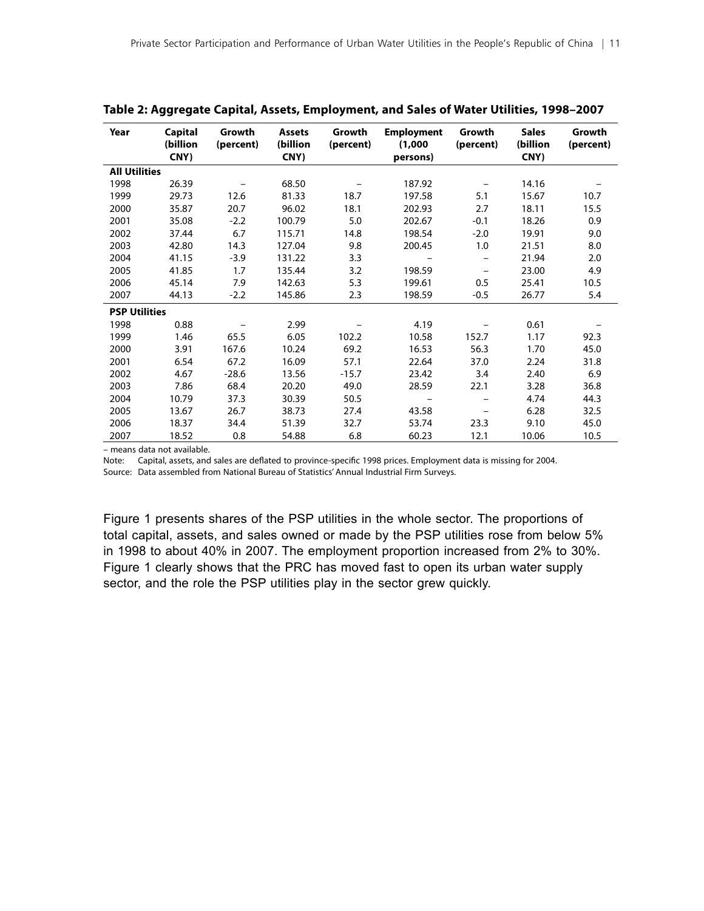**Table 2: Aggregate Capital, Assets, Employment, and Sales of Water Utilities, 1998–2007**

| Year | Capital (billion CNY) | Growth (percent) | Assets (billion CNY) | Growth (percent) | Employment (1,000 persons) | Growth (percent) | Sales (billion CNY) | Growth (percent) |
|---|---|---|---|---|---|---|---|---|
| **All Utilities** | | | | | | | | |
| 1998 | 26.39 | – | 68.50 | – | 187.92 | – | 14.16 | – |
| 1999 | 29.73 | 12.6 | 81.33 | 18.7 | 197.58 | 5.1 | 15.67 | 10.7 |
| 2000 | 35.87 | 20.7 | 96.02 | 18.1 | 202.93 | 2.7 | 18.11 | 15.5 |
| 2001 | 35.08 | -2.2 | 100.79 | 5.0 | 202.67 | -0.1 | 18.26 | 0.9 |
| 2002 | 37.44 | 6.7 | 115.71 | 14.8 | 198.54 | -2.0 | 19.91 | 9.0 |
| 2003 | 42.80 | 14.3 | 127.04 | 9.8 | 200.45 | 1.0 | 21.51 | 8.0 |
| 2004 | 41.15 | -3.9 | 131.22 | 3.3 | – | – | 21.94 | 2.0 |
| 2005 | 41.85 | 1.7 | 135.44 | 3.2 | 198.59 | – | 23.00 | 4.9 |
| 2006 | 45.14 | 7.9 | 142.63 | 5.3 | 199.61 | 0.5 | 25.41 | 10.5 |
| 2007 | 44.13 | -2.2 | 145.86 | 2.3 | 198.59 | -0.5 | 26.77 | 5.4 |
| **PSP Utilities** | | | | | | | | |
| 1998 | 0.88 | – | 2.99 | – | 4.19 | – | 0.61 | – |
| 1999 | 1.46 | 65.5 | 6.05 | 102.2 | 10.58 | 152.7 | 1.17 | 92.3 |
| 2000 | 3.91 | 167.6 | 10.24 | 69.2 | 16.53 | 56.3 | 1.70 | 45.0 |
| 2001 | 6.54 | 67.2 | 16.09 | 57.1 | 22.64 | 37.0 | 2.24 | 31.8 |
| 2002 | 4.67 | -28.6 | 13.56 | -15.7 | 23.42 | 3.4 | 2.40 | 6.9 |
| 2003 | 7.86 | 68.4 | 20.20 | 49.0 | 28.59 | 22.1 | 3.28 | 36.8 |
| 2004 | 10.79 | 37.3 | 30.39 | 50.5 | – | – | 4.74 | 44.3 |
| 2005 | 13.67 | 26.7 | 38.73 | 27.4 | 43.58 | – | 6.28 | 32.5 |
| 2006 | 18.37 | 34.4 | 51.39 | 32.7 | 53.74 | 23.3 | 9.10 | 45.0 |
| 2007 | 18.52 | 0.8 | 54.88 | 6.8 | 60.23 | 12.1 | 10.06 | 10.5 |

– means data not available.

Note: Capital, assets, and sales are deflated to province-specific 1998 prices. Employment data is missing for 2004.

Source: Data assembled from National Bureau of Statistics' Annual Industrial Firm Surveys.

Figure 1 presents shares of the PSP utilities in the whole sector. The proportions of total capital, assets, and sales owned or made by the PSP utilities rose from below 5% in 1998 to about 40% in 2007. The employment proportion increased from 2% to 30%. Figure 1 clearly shows that the PRC has moved fast to open its urban water supply sector, and the role the PSP utilities play in the sector grew quickly.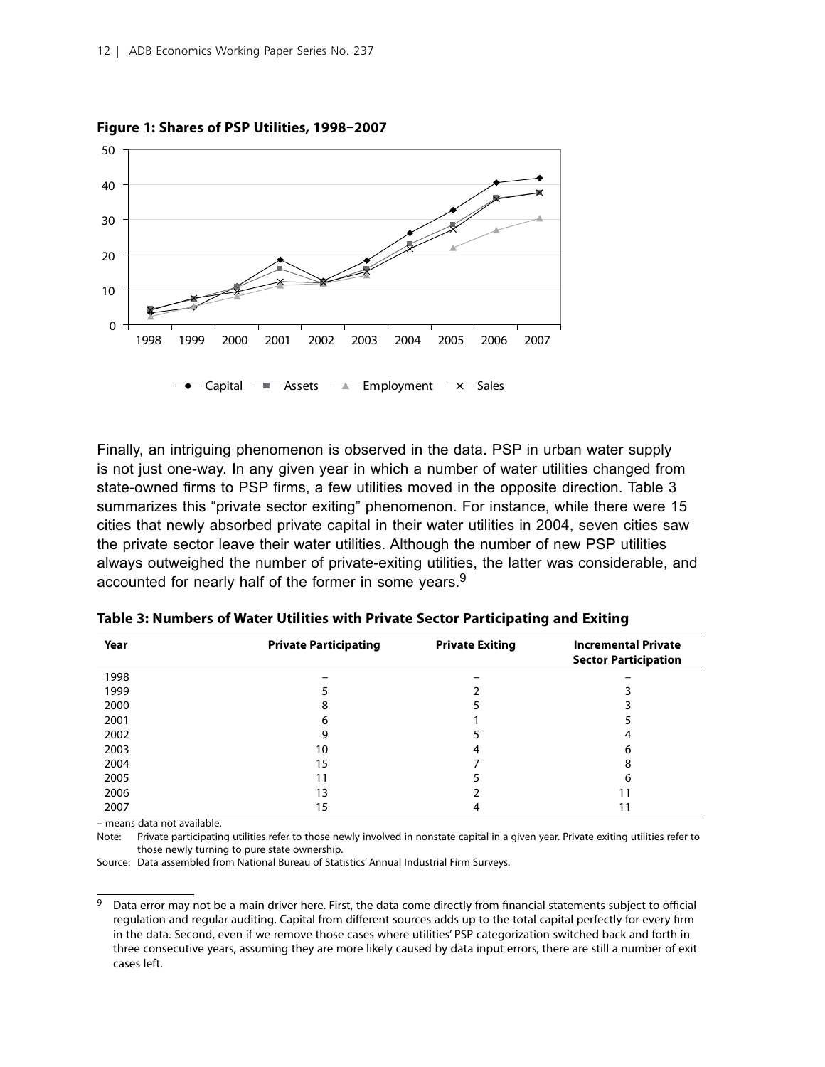**Figure 1: Shares of PSP Utilities, 1998–2007**

Finally, an intriguing phenomenon is observed in the data. PSP in urban water supply is not just one-way. In any given year in which a number of water utilities changed from state-owned firms to PSP firms, a few utilities moved in the opposite direction. Table 3 summarizes this "private sector exiting" phenomenon. For instance, while there were 15 cities that newly absorbed private capital in their water utilities in 2004, seven cities saw the private sector leave their water utilities. Although the number of new PSP utilities always outweighed the number of private-exiting utilities, the latter was considerable, and accounted for nearly half of the former in some years.[9]

**Table 3: Numbers of Water Utilities with Private Sector Participating and Exiting**

| Year | Private Participating | Private Exiting | Incremental Private Sector Participation |
|---|---|---|---|
| 1998 | – | – | – |
| 1999 | 5 | 2 | 3 |
| 2000 | 8 | 5 | 3 |
| 2001 | 6 | 1 | 5 |
| 2002 | 9 | 5 | 4 |
| 2003 | 10 | 4 | 6 |
| 2004 | 15 | 7 | 8 |
| 2005 | 11 | 5 | 6 |
| 2006 | 13 | 2 | 11 |
| 2007 | 15 | 4 | 11 |

– means data not available.

Note: Private participating utilities refer to those newly involved in nonstate capital in a given year. Private exiting utilities refer to those newly turning to pure state ownership.

Source: Data assembled from National Bureau of Statistics' Annual Industrial Firm Surveys.

[9] Data error may not be a main driver here. First, the data come directly from financial statements subject to official regulation and regular auditing. Capital from different sources adds up to the total capital perfectly for every firm in the data. Second, even if we remove those cases where utilities' PSP categorization switched back and forth in three consecutive years, assuming they are more likely caused by data input errors, there are still a number of exit cases left.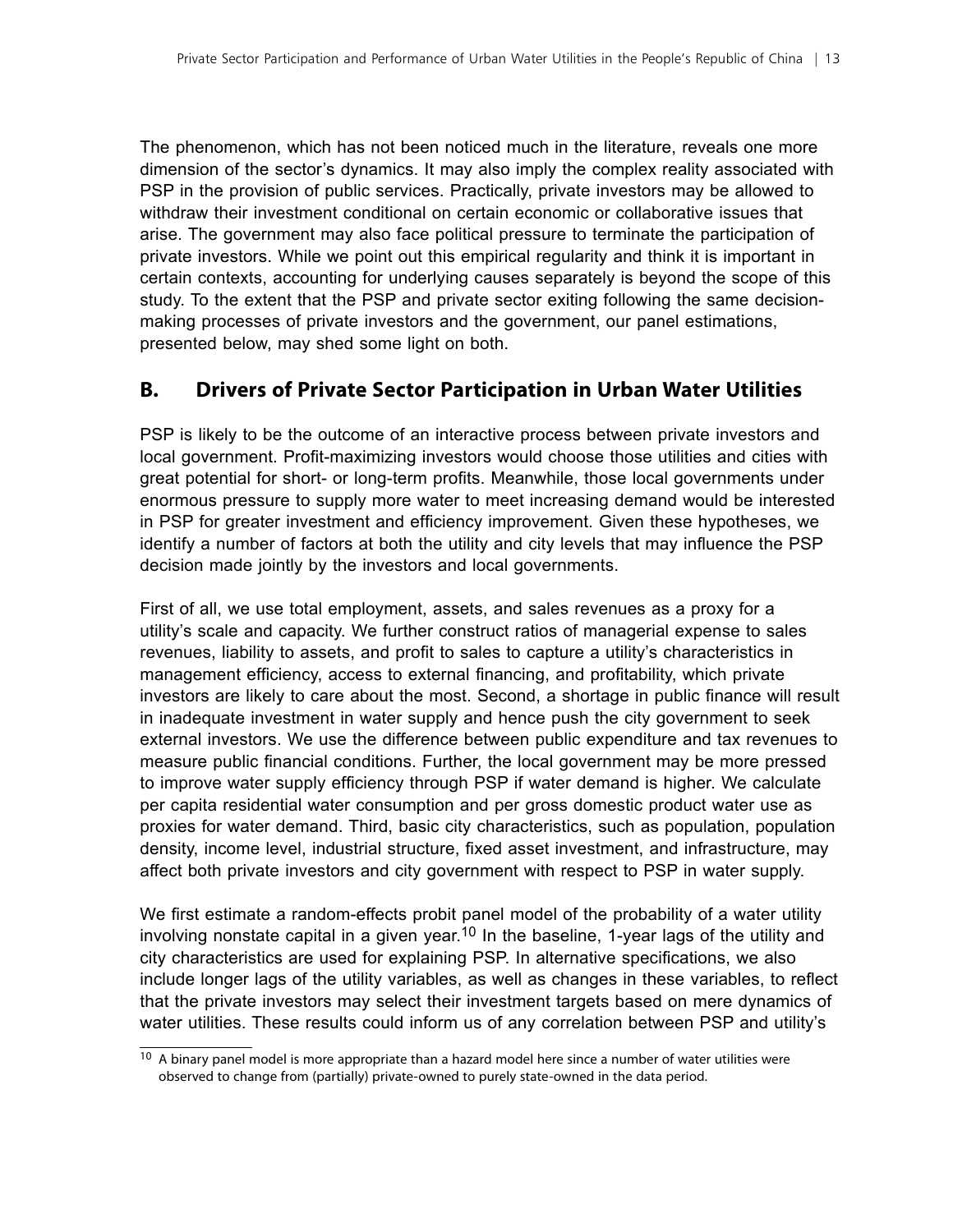The phenomenon, which has not been noticed much in the literature, reveals one more dimension of the sector's dynamics. It may also imply the complex reality associated with PSP in the provision of public services. Practically, private investors may be allowed to withdraw their investment conditional on certain economic or collaborative issues that arise. The government may also face political pressure to terminate the participation of private investors. While we point out this empirical regularity and think it is important in certain contexts, accounting for underlying causes separately is beyond the scope of this study. To the extent that the PSP and private sector exiting following the same decision-making processes of private investors and the government, our panel estimations, presented below, may shed some light on both.

## B. Drivers of Private Sector Participation in Urban Water Utilities

PSP is likely to be the outcome of an interactive process between private investors and local government. Profit-maximizing investors would choose those utilities and cities with great potential for short- or long-term profits. Meanwhile, those local governments under enormous pressure to supply more water to meet increasing demand would be interested in PSP for greater investment and efficiency improvement. Given these hypotheses, we identify a number of factors at both the utility and city levels that may influence the PSP decision made jointly by the investors and local governments.

First of all, we use total employment, assets, and sales revenues as a proxy for a utility's scale and capacity. We further construct ratios of managerial expense to sales revenues, liability to assets, and profit to sales to capture a utility's characteristics in management efficiency, access to external financing, and profitability, which private investors are likely to care about the most. Second, a shortage in public finance will result in inadequate investment in water supply and hence push the city government to seek external investors. We use the difference between public expenditure and tax revenues to measure public financial conditions. Further, the local government may be more pressed to improve water supply efficiency through PSP if water demand is higher. We calculate per capita residential water consumption and per gross domestic product water use as proxies for water demand. Third, basic city characteristics, such as population, population density, income level, industrial structure, fixed asset investment, and infrastructure, may affect both private investors and city government with respect to PSP in water supply.

We first estimate a random-effects probit panel model of the probability of a water utility involving nonstate capital in a given year.[10] In the baseline, 1-year lags of the utility and city characteristics are used for explaining PSP. In alternative specifications, we also include longer lags of the utility variables, as well as changes in these variables, to reflect that the private investors may select their investment targets based on mere dynamics of water utilities. These results could inform us of any correlation between PSP and utility's

---

[10] A binary panel model is more appropriate than a hazard model here since a number of water utilities were observed to change from (partially) private-owned to purely state-owned in the data period.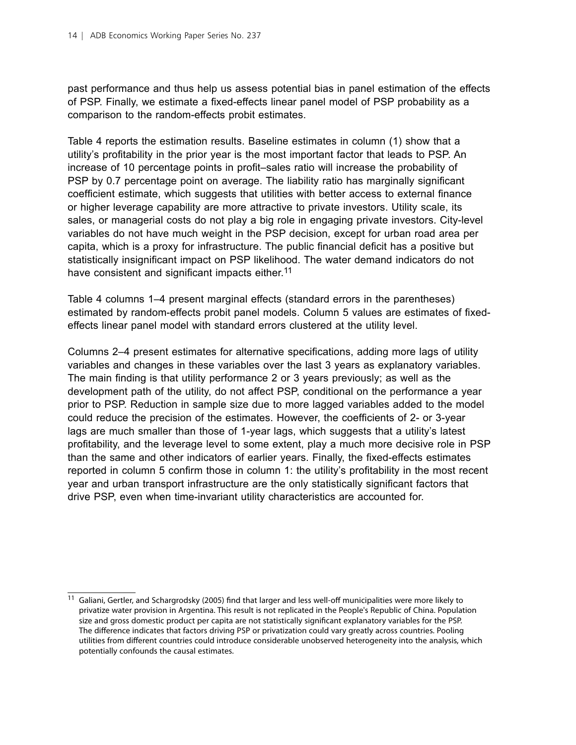past performance and thus help us assess potential bias in panel estimation of the effects of PSP. Finally, we estimate a fixed-effects linear panel model of PSP probability as a comparison to the random-effects probit estimates.

Table 4 reports the estimation results. Baseline estimates in column (1) show that a utility's profitability in the prior year is the most important factor that leads to PSP. An increase of 10 percentage points in profit–sales ratio will increase the probability of PSP by 0.7 percentage point on average. The liability ratio has marginally significant coefficient estimate, which suggests that utilities with better access to external finance or higher leverage capability are more attractive to private investors. Utility scale, its sales, or managerial costs do not play a big role in engaging private investors. City-level variables do not have much weight in the PSP decision, except for urban road area per capita, which is a proxy for infrastructure. The public financial deficit has a positive but statistically insignificant impact on PSP likelihood. The water demand indicators do not have consistent and significant impacts either.[11]

Table 4 columns 1–4 present marginal effects (standard errors in the parentheses) estimated by random-effects probit panel models. Column 5 values are estimates of fixed-effects linear panel model with standard errors clustered at the utility level.

Columns 2–4 present estimates for alternative specifications, adding more lags of utility variables and changes in these variables over the last 3 years as explanatory variables. The main finding is that utility performance 2 or 3 years previously; as well as the development path of the utility, do not affect PSP, conditional on the performance a year prior to PSP. Reduction in sample size due to more lagged variables added to the model could reduce the precision of the estimates. However, the coefficients of 2- or 3-year lags are much smaller than those of 1-year lags, which suggests that a utility's latest profitability, and the leverage level to some extent, play a much more decisive role in PSP than the same and other indicators of earlier years. Finally, the fixed-effects estimates reported in column 5 confirm those in column 1: the utility's profitability in the most recent year and urban transport infrastructure are the only statistically significant factors that drive PSP, even when time-invariant utility characteristics are accounted for.

[11] Galiani, Gertler, and Schargrodsky (2005) find that larger and less well-off municipalities were more likely to privatize water provision in Argentina. This result is not replicated in the People's Republic of China. Population size and gross domestic product per capita are not statistically significant explanatory variables for the PSP. The difference indicates that factors driving PSP or privatization could vary greatly across countries. Pooling utilities from different countries could introduce considerable unobserved heterogeneity into the analysis, which potentially confounds the causal estimates.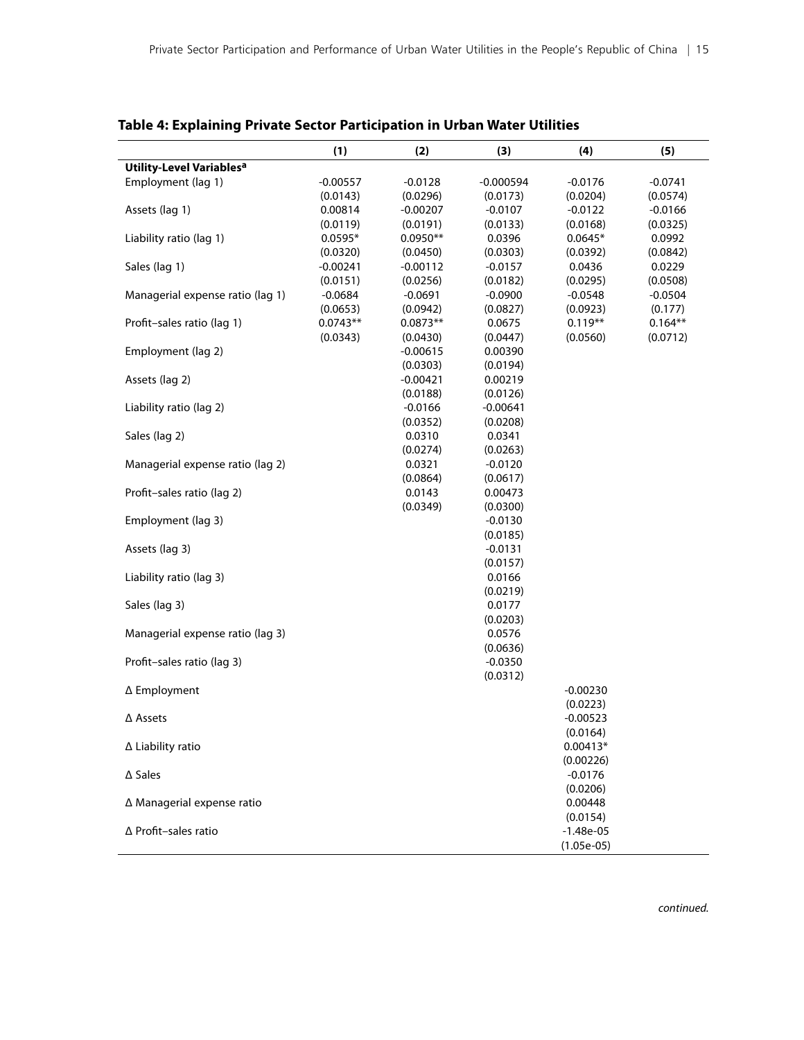## Table 4: Explaining Private Sector Participation in Urban Water Utilities

| | (1) | (2) | (3) | (4) | (5) |
|---|---|---|---|---|---|
| **Utility-Level Variables[a]** | | | | | |
| Employment (lag 1) | -0.00557 | -0.0128 | -0.000594 | -0.0176 | -0.0741 |
| | (0.0143) | (0.0296) | (0.0173) | (0.0204) | (0.0574) |
| Assets (lag 1) | 0.00814 | -0.00207 | -0.0107 | -0.0122 | -0.0166 |
| | (0.0119) | (0.0191) | (0.0133) | (0.0168) | (0.0325) |
| Liability ratio (lag 1) | 0.0595* | 0.0950** | 0.0396 | 0.0645* | 0.0992 |
| | (0.0320) | (0.0450) | (0.0303) | (0.0392) | (0.0842) |
| Sales (lag 1) | -0.00241 | -0.00112 | -0.0157 | 0.0436 | 0.0229 |
| | (0.0151) | (0.0256) | (0.0182) | (0.0295) | (0.0508) |
| Managerial expense ratio (lag 1) | -0.0684 | -0.0691 | -0.0900 | -0.0548 | -0.0504 |
| | (0.0653) | (0.0942) | (0.0827) | (0.0923) | (0.177) |
| Profit–sales ratio (lag 1) | 0.0743** | 0.0873** | 0.0675 | 0.119** | 0.164** |
| | (0.0343) | (0.0430) | (0.0447) | (0.0560) | (0.0712) |
| Employment (lag 2) | | -0.00615 | 0.00390 | | |
| | | (0.0303) | (0.0194) | | |
| Assets (lag 2) | | -0.00421 | 0.00219 | | |
| | | (0.0188) | (0.0126) | | |
| Liability ratio (lag 2) | | -0.0166 | -0.00641 | | |
| | | (0.0352) | (0.0208) | | |
| Sales (lag 2) | | 0.0310 | 0.0341 | | |
| | | (0.0274) | (0.0263) | | |
| Managerial expense ratio (lag 2) | | 0.0321 | -0.0120 | | |
| | | (0.0864) | (0.0617) | | |
| Profit–sales ratio (lag 2) | | 0.0143 | 0.00473 | | |
| | | (0.0349) | (0.0300) | | |
| Employment (lag 3) | | | -0.0130 | | |
| | | | (0.0185) | | |
| Assets (lag 3) | | | -0.0131 | | |
| | | | (0.0157) | | |
| Liability ratio (lag 3) | | | 0.0166 | | |
| | | | (0.0219) | | |
| Sales (lag 3) | | | 0.0177 | | |
| | | | (0.0203) | | |
| Managerial expense ratio (lag 3) | | | 0.0576 | | |
| | | | (0.0636) | | |
| Profit–sales ratio (lag 3) | | | -0.0350 | | |
| | | | (0.0312) | | |
| Δ Employment | | | | -0.00230 | |
| | | | | (0.0223) | |
| Δ Assets | | | | -0.00523 | |
| | | | | (0.0164) | |
| Δ Liability ratio | | | | 0.00413* | |
| | | | | (0.00226) | |
| Δ Sales | | | | -0.0176 | |
| | | | | (0.0206) | |
| Δ Managerial expense ratio | | | | 0.00448 | |
| | | | | (0.0154) | |
| Δ Profit–sales ratio | | | | -1.48e-05 | |
| | | | | (1.05e-05) | |

*continued.*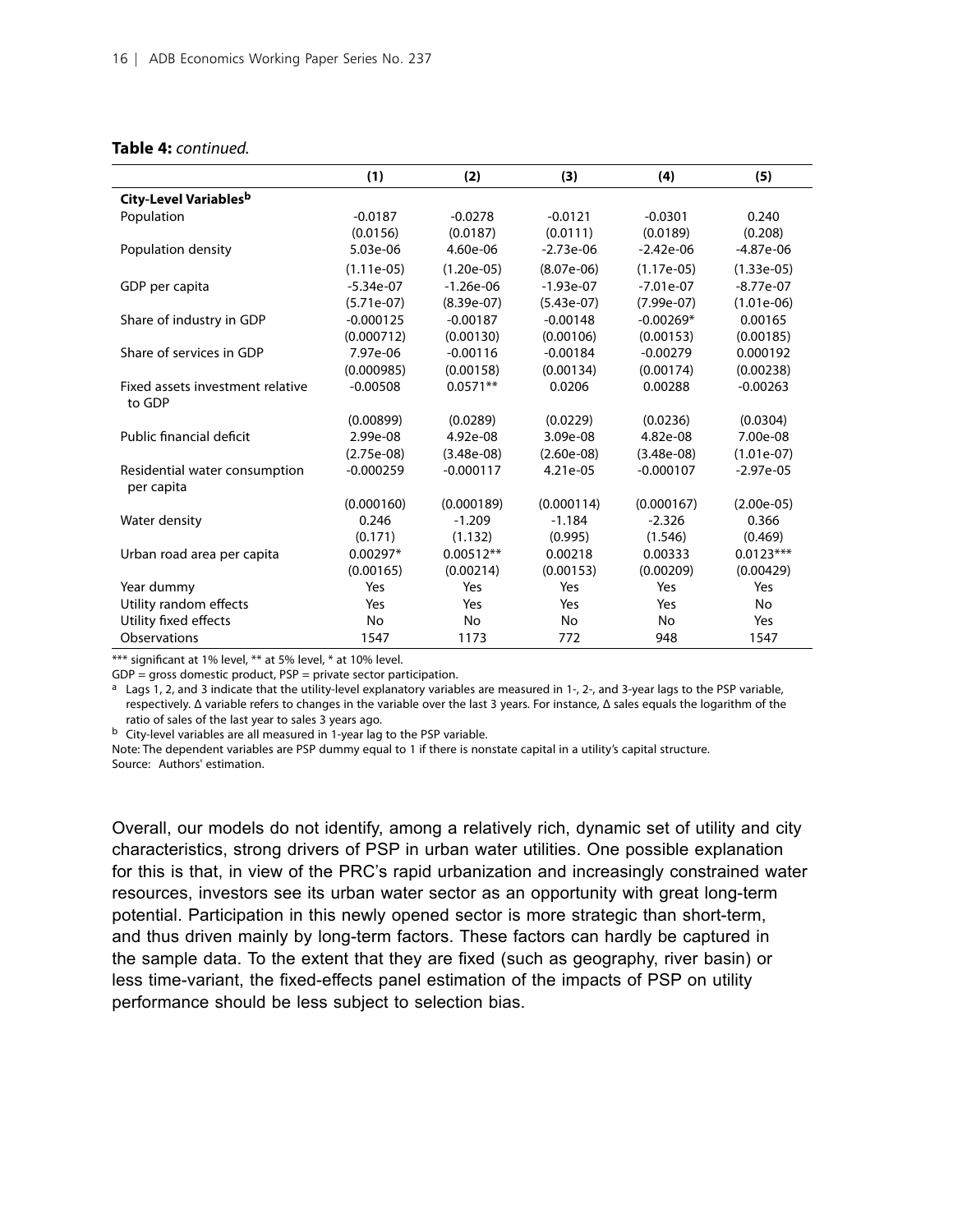**Table 4:** *continued.*

| | (1) | (2) | (3) | (4) | (5) |
|---|---|---|---|---|---|
| **City-Level Variables[b]** | | | | | |
| Population | -0.0187 | -0.0278 | -0.0121 | -0.0301 | 0.240 |
| | (0.0156) | (0.0187) | (0.0111) | (0.0189) | (0.208) |
| Population density | 5.03e-06 | 4.60e-06 | -2.73e-06 | -2.42e-06 | -4.87e-06 |
| | (1.11e-05) | (1.20e-05) | (8.07e-06) | (1.17e-05) | (1.33e-05) |
| GDP per capita | -5.34e-07 | -1.26e-06 | -1.93e-07 | -7.01e-07 | -8.77e-07 |
| | (5.71e-07) | (8.39e-07) | (5.43e-07) | (7.99e-07) | (1.01e-06) |
| Share of industry in GDP | -0.000125 | -0.00187 | -0.00148 | -0.00269* | 0.00165 |
| | (0.000712) | (0.00130) | (0.00106) | (0.00153) | (0.00185) |
| Share of services in GDP | 7.97e-06 | -0.00116 | -0.00184 | -0.00279 | 0.000192 |
| | (0.000985) | (0.00158) | (0.00134) | (0.00174) | (0.00238) |
| Fixed assets investment relative to GDP | -0.00508 | 0.0571** | 0.0206 | 0.00288 | -0.00263 |
| | (0.00899) | (0.0289) | (0.0229) | (0.0236) | (0.0304) |
| Public financial deficit | 2.99e-08 | 4.92e-08 | 3.09e-08 | 4.82e-08 | 7.00e-08 |
| | (2.75e-08) | (3.48e-08) | (2.60e-08) | (3.48e-08) | (1.01e-07) |
| Residential water consumption per capita | -0.000259 | -0.000117 | 4.21e-05 | -0.000107 | -2.97e-05 |
| | (0.000160) | (0.000189) | (0.000114) | (0.000167) | (2.00e-05) |
| Water density | 0.246 | -1.209 | -1.184 | -2.326 | 0.366 |
| | (0.171) | (1.132) | (0.995) | (1.546) | (0.469) |
| Urban road area per capita | 0.00297* | 0.00512** | 0.00218 | 0.00333 | 0.0123*** |
| | (0.00165) | (0.00214) | (0.00153) | (0.00209) | (0.00429) |
| Year dummy | Yes | Yes | Yes | Yes | Yes |
| Utility random effects | Yes | Yes | Yes | Yes | No |
| Utility fixed effects | No | No | No | No | Yes |
| Observations | 1547 | 1173 | 772 | 948 | 1547 |

*** significant at 1% level, ** at 5% level, * at 10% level.

GDP = gross domestic product, PSP = private sector participation.

[a] Lags 1, 2, and 3 indicate that the utility-level explanatory variables are measured in 1-, 2-, and 3-year lags to the PSP variable, respectively. Δ variable refers to changes in the variable over the last 3 years. For instance, Δ sales equals the logarithm of the ratio of sales of the last year to sales 3 years ago.

[b] City-level variables are all measured in 1-year lag to the PSP variable.

Note: The dependent variables are PSP dummy equal to 1 if there is nonstate capital in a utility's capital structure.

Source: Authors' estimation.

Overall, our models do not identify, among a relatively rich, dynamic set of utility and city characteristics, strong drivers of PSP in urban water utilities. One possible explanation for this is that, in view of the PRC's rapid urbanization and increasingly constrained water resources, investors see its urban water sector as an opportunity with great long-term potential. Participation in this newly opened sector is more strategic than short-term, and thus driven mainly by long-term factors. These factors can hardly be captured in the sample data. To the extent that they are fixed (such as geography, river basin) or less time-variant, the fixed-effects panel estimation of the impacts of PSP on utility performance should be less subject to selection bias.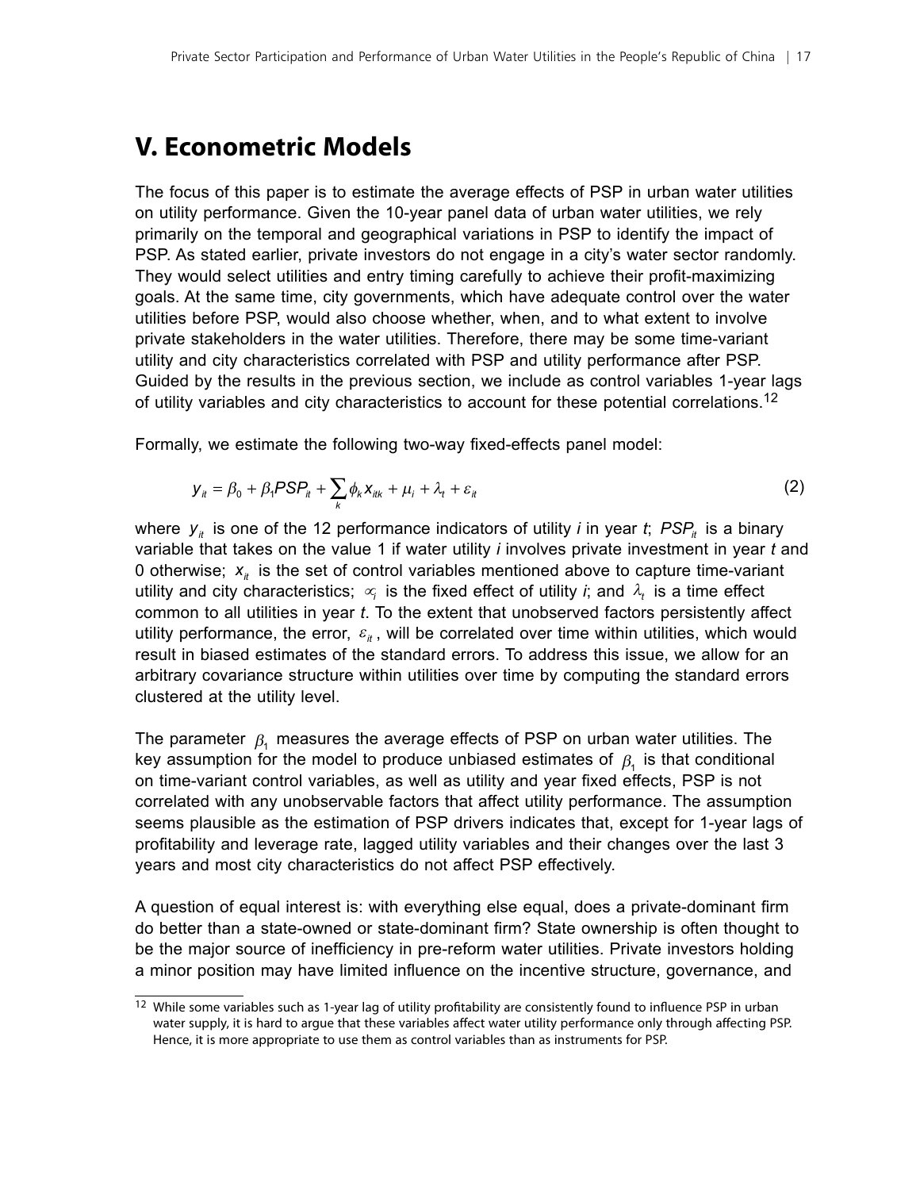## V. Econometric Models

The focus of this paper is to estimate the average effects of PSP in urban water utilities on utility performance. Given the 10-year panel data of urban water utilities, we rely primarily on the temporal and geographical variations in PSP to identify the impact of PSP. As stated earlier, private investors do not engage in a city's water sector randomly. They would select utilities and entry timing carefully to achieve their profit-maximizing goals. At the same time, city governments, which have adequate control over the water utilities before PSP, would also choose whether, when, and to what extent to involve private stakeholders in the water utilities. Therefore, there may be some time-variant utility and city characteristics correlated with PSP and utility performance after PSP. Guided by the results in the previous section, we include as control variables 1-year lags of utility variables and city characteristics to account for these potential correlations.[12]

Formally, we estimate the following two-way fixed-effects panel model:

$$y_{it} = \beta_0 + \beta_1 PSP_{it} + \sum_k \phi_k x_{itk} + \mu_i + \lambda_t + \varepsilon_{it} \qquad (2)$$

where $y_{it}$ is one of the 12 performance indicators of utility *i* in year *t*; $PSP_{it}$ is a binary variable that takes on the value 1 if water utility *i* involves private investment in year *t* and 0 otherwise; $x_{it}$ is the set of control variables mentioned above to capture time-variant utility and city characteristics; $\propto_i$ is the fixed effect of utility *i*; and $\lambda_t$ is a time effect common to all utilities in year *t*. To the extent that unobserved factors persistently affect utility performance, the error, $\varepsilon_{it}$, will be correlated over time within utilities, which would result in biased estimates of the standard errors. To address this issue, we allow for an arbitrary covariance structure within utilities over time by computing the standard errors clustered at the utility level.

The parameter $\beta_1$ measures the average effects of PSP on urban water utilities. The key assumption for the model to produce unbiased estimates of $\beta_1$ is that conditional on time-variant control variables, as well as utility and year fixed effects, PSP is not correlated with any unobservable factors that affect utility performance. The assumption seems plausible as the estimation of PSP drivers indicates that, except for 1-year lags of profitability and leverage rate, lagged utility variables and their changes over the last 3 years and most city characteristics do not affect PSP effectively.

A question of equal interest is: with everything else equal, does a private-dominant firm do better than a state-owned or state-dominant firm? State ownership is often thought to be the major source of inefficiency in pre-reform water utilities. Private investors holding a minor position may have limited influence on the incentive structure, governance, and

[12] While some variables such as 1-year lag of utility profitability are consistently found to influence PSP in urban water supply, it is hard to argue that these variables affect water utility performance only through affecting PSP. Hence, it is more appropriate to use them as control variables than as instruments for PSP.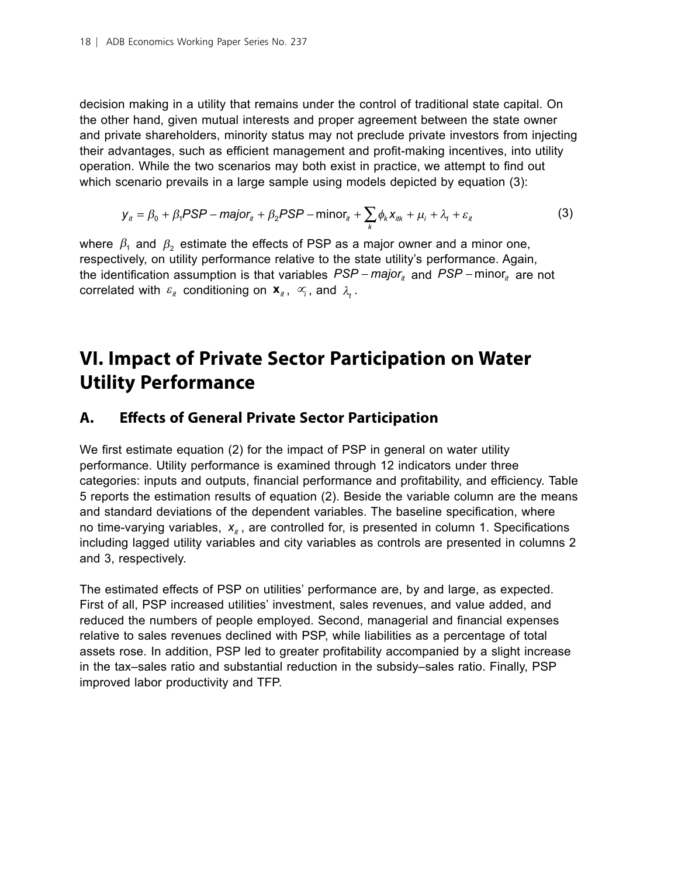decision making in a utility that remains under the control of traditional state capital. On the other hand, given mutual interests and proper agreement between the state owner and private shareholders, minority status may not preclude private investors from injecting their advantages, such as efficient management and profit-making incentives, into utility operation. While the two scenarios may both exist in practice, we attempt to find out which scenario prevails in a large sample using models depicted by equation (3):

$$y_{it} = \beta_0 + \beta_1 PSP - major_{it} + \beta_2 PSP - \text{minor}_{it} + \sum_k \phi_k x_{itk} + \mu_i + \lambda_t + \varepsilon_{it} \tag{3}$$

where $\beta_1$ and $\beta_2$ estimate the effects of PSP as a major owner and a minor one, respectively, on utility performance relative to the state utility's performance. Again, the identification assumption is that variables $PSP - major_{it}$ and $PSP - \text{minor}_{it}$ are not correlated with $\varepsilon_{it}$ conditioning on $\mathbf{x}_{it}$, $\propto_i$, and $\lambda_t$.

# VI. Impact of Private Sector Participation on Water Utility Performance

## A. Effects of General Private Sector Participation

We first estimate equation (2) for the impact of PSP in general on water utility performance. Utility performance is examined through 12 indicators under three categories: inputs and outputs, financial performance and profitability, and efficiency. Table 5 reports the estimation results of equation (2). Beside the variable column are the means and standard deviations of the dependent variables. The baseline specification, where no time-varying variables, $x_{it}$, are controlled for, is presented in column 1. Specifications including lagged utility variables and city variables as controls are presented in columns 2 and 3, respectively.

The estimated effects of PSP on utilities' performance are, by and large, as expected. First of all, PSP increased utilities' investment, sales revenues, and value added, and reduced the numbers of people employed. Second, managerial and financial expenses relative to sales revenues declined with PSP, while liabilities as a percentage of total assets rose. In addition, PSP led to greater profitability accompanied by a slight increase in the tax–sales ratio and substantial reduction in the subsidy–sales ratio. Finally, PSP improved labor productivity and TFP.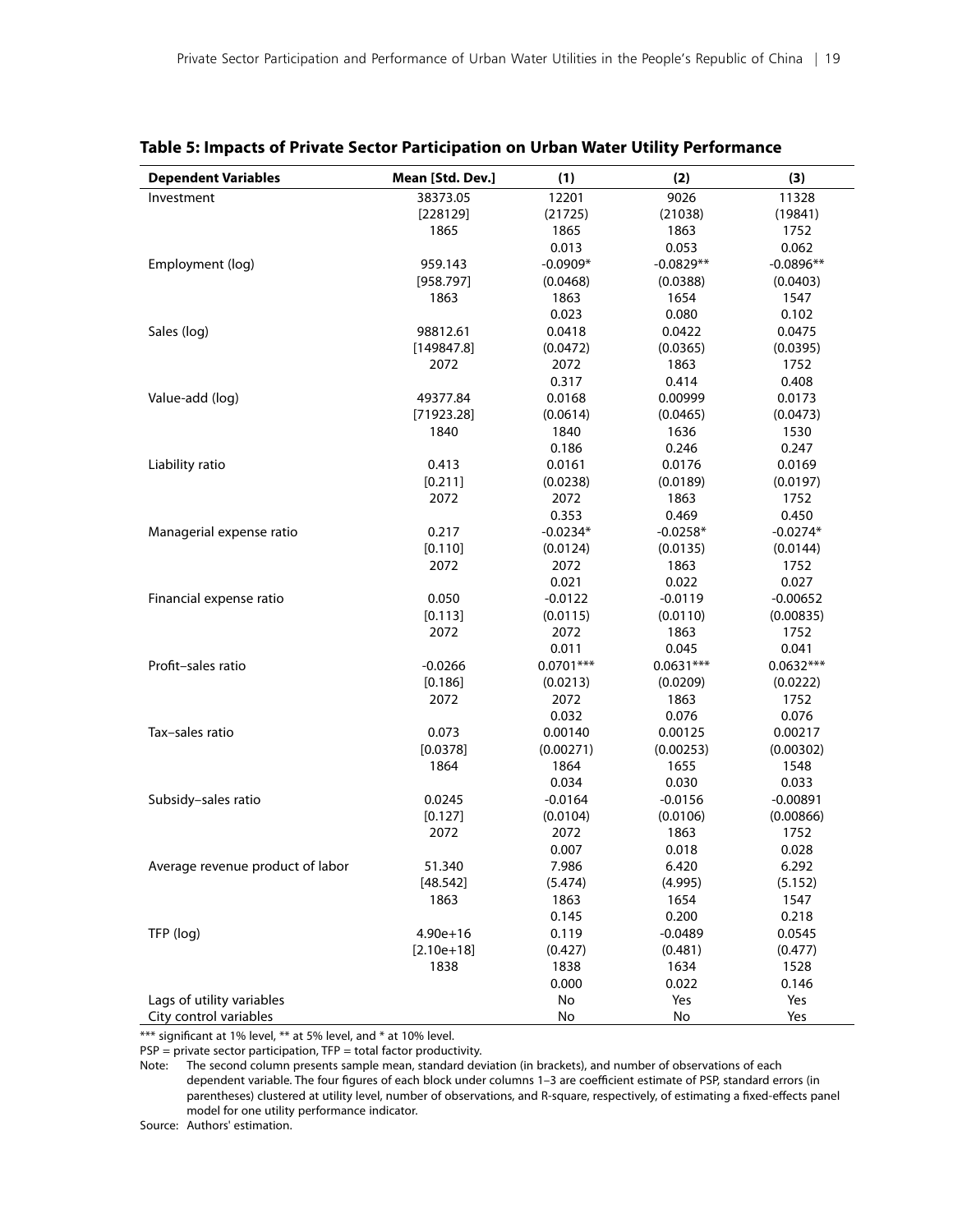**Table 5: Impacts of Private Sector Participation on Urban Water Utility Performance**

| Dependent Variables | Mean [Std. Dev.] | (1) | (2) | (3) |
|---|---|---|---|---|
| Investment | 38373.05 | 12201 | 9026 | 11328 |
| | [228129] | (21725) | (21038) | (19841) |
| | 1865 | 1865 | 1863 | 1752 |
| | | 0.013 | 0.053 | 0.062 |
| Employment (log) | 959.143 | -0.0909* | -0.0829** | -0.0896** |
| | [958.797] | (0.0468) | (0.0388) | (0.0403) |
| | 1863 | 1863 | 1654 | 1547 |
| | | 0.023 | 0.080 | 0.102 |
| Sales (log) | 98812.61 | 0.0418 | 0.0422 | 0.0475 |
| | [149847.8] | (0.0472) | (0.0365) | (0.0395) |
| | 2072 | 2072 | 1863 | 1752 |
| | | 0.317 | 0.414 | 0.408 |
| Value-add (log) | 49377.84 | 0.0168 | 0.00999 | 0.0173 |
| | [71923.28] | (0.0614) | (0.0465) | (0.0473) |
| | 1840 | 1840 | 1636 | 1530 |
| | | 0.186 | 0.246 | 0.247 |
| Liability ratio | 0.413 | 0.0161 | 0.0176 | 0.0169 |
| | [0.211] | (0.0238) | (0.0189) | (0.0197) |
| | 2072 | 2072 | 1863 | 1752 |
| | | 0.353 | 0.469 | 0.450 |
| Managerial expense ratio | 0.217 | -0.0234* | -0.0258* | -0.0274* |
| | [0.110] | (0.0124) | (0.0135) | (0.0144) |
| | 2072 | 2072 | 1863 | 1752 |
| | | 0.021 | 0.022 | 0.027 |
| Financial expense ratio | 0.050 | -0.0122 | -0.0119 | -0.00652 |
| | [0.113] | (0.0115) | (0.0110) | (0.00835) |
| | 2072 | 2072 | 1863 | 1752 |
| | | 0.011 | 0.045 | 0.041 |
| Profit–sales ratio | -0.0266 | 0.0701*** | 0.0631*** | 0.0632*** |
| | [0.186] | (0.0213) | (0.0209) | (0.0222) |
| | 2072 | 2072 | 1863 | 1752 |
| | | 0.032 | 0.076 | 0.076 |
| Tax–sales ratio | 0.073 | 0.00140 | 0.00125 | 0.00217 |
| | [0.0378] | (0.00271) | (0.00253) | (0.00302) |
| | 1864 | 1864 | 1655 | 1548 |
| | | 0.034 | 0.030 | 0.033 |
| Subsidy–sales ratio | 0.0245 | -0.0164 | -0.0156 | -0.00891 |
| | [0.127] | (0.0104) | (0.0106) | (0.00866) |
| | 2072 | 2072 | 1863 | 1752 |
| | | 0.007 | 0.018 | 0.028 |
| Average revenue product of labor | 51.340 | 7.986 | 6.420 | 6.292 |
| | [48.542] | (5.474) | (4.995) | (5.152) |
| | 1863 | 1863 | 1654 | 1547 |
| | | 0.145 | 0.200 | 0.218 |
| TFP (log) | 4.90e+16 | 0.119 | -0.0489 | 0.0545 |
| | [2.10e+18] | (0.427) | (0.481) | (0.477) |
| | 1838 | 1838 | 1634 | 1528 |
| | | 0.000 | 0.022 | 0.146 |
| Lags of utility variables | | No | Yes | Yes |
| City control variables | | No | No | Yes |

*** significant at 1% level, ** at 5% level, and * at 10% level.

PSP = private sector participation, TFP = total factor productivity.

Note: The second column presents sample mean, standard deviation (in brackets), and number of observations of each dependent variable. The four figures of each block under columns 1–3 are coefficient estimate of PSP, standard errors (in parentheses) clustered at utility level, number of observations, and R-square, respectively, of estimating a fixed-effects panel model for one utility performance indicator.

Source: Authors' estimation.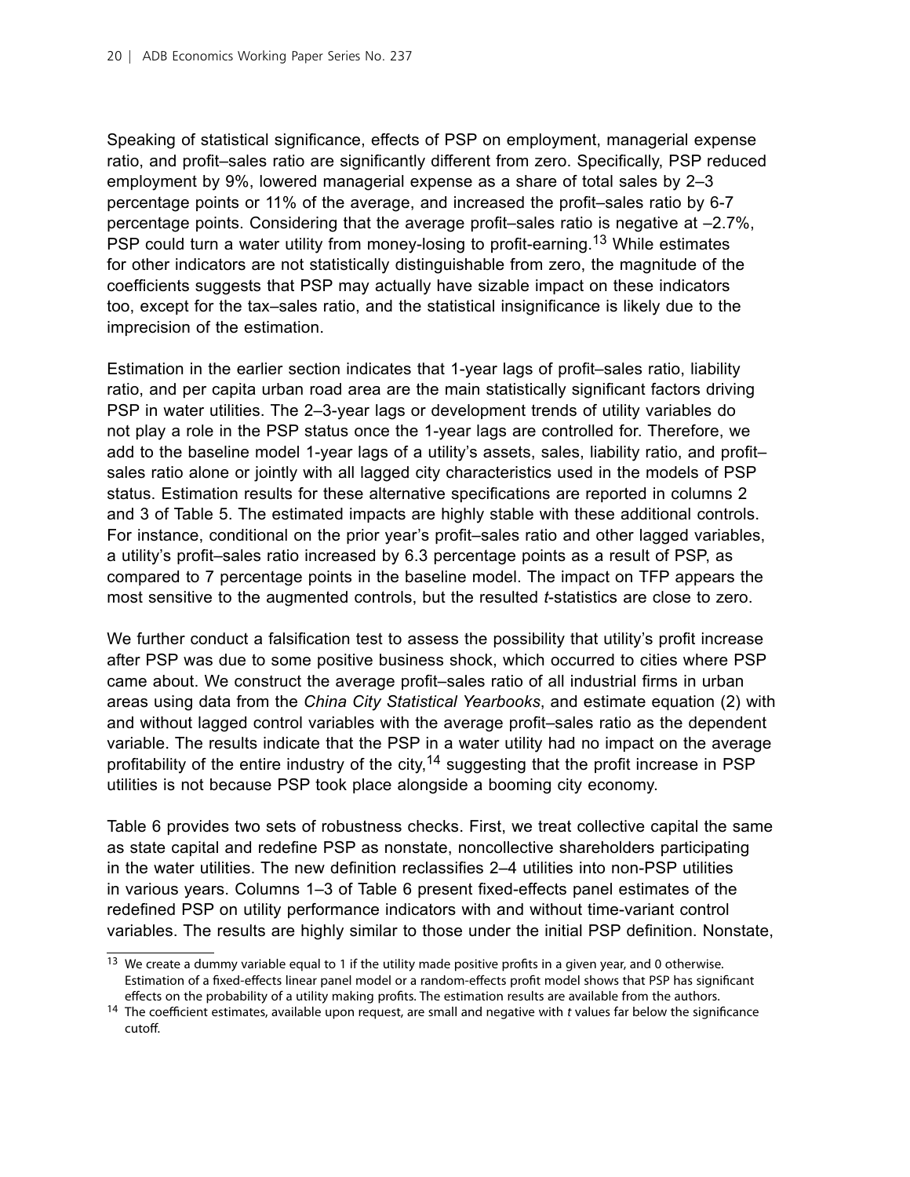Speaking of statistical significance, effects of PSP on employment, managerial expense ratio, and profit–sales ratio are significantly different from zero. Specifically, PSP reduced employment by 9%, lowered managerial expense as a share of total sales by 2–3 percentage points or 11% of the average, and increased the profit–sales ratio by 6-7 percentage points. Considering that the average profit–sales ratio is negative at –2.7%, PSP could turn a water utility from money-losing to profit-earning.[13] While estimates for other indicators are not statistically distinguishable from zero, the magnitude of the coefficients suggests that PSP may actually have sizable impact on these indicators too, except for the tax–sales ratio, and the statistical insignificance is likely due to the imprecision of the estimation.

Estimation in the earlier section indicates that 1-year lags of profit–sales ratio, liability ratio, and per capita urban road area are the main statistically significant factors driving PSP in water utilities. The 2–3-year lags or development trends of utility variables do not play a role in the PSP status once the 1-year lags are controlled for. Therefore, we add to the baseline model 1-year lags of a utility's assets, sales, liability ratio, and profit–sales ratio alone or jointly with all lagged city characteristics used in the models of PSP status. Estimation results for these alternative specifications are reported in columns 2 and 3 of Table 5. The estimated impacts are highly stable with these additional controls. For instance, conditional on the prior year's profit–sales ratio and other lagged variables, a utility's profit–sales ratio increased by 6.3 percentage points as a result of PSP, as compared to 7 percentage points in the baseline model. The impact on TFP appears the most sensitive to the augmented controls, but the resulted *t*-statistics are close to zero.

We further conduct a falsification test to assess the possibility that utility's profit increase after PSP was due to some positive business shock, which occurred to cities where PSP came about. We construct the average profit–sales ratio of all industrial firms in urban areas using data from the *China City Statistical Yearbooks*, and estimate equation (2) with and without lagged control variables with the average profit–sales ratio as the dependent variable. The results indicate that the PSP in a water utility had no impact on the average profitability of the entire industry of the city,[14] suggesting that the profit increase in PSP utilities is not because PSP took place alongside a booming city economy.

Table 6 provides two sets of robustness checks. First, we treat collective capital the same as state capital and redefine PSP as nonstate, noncollective shareholders participating in the water utilities. The new definition reclassifies 2–4 utilities into non-PSP utilities in various years. Columns 1–3 of Table 6 present fixed-effects panel estimates of the redefined PSP on utility performance indicators with and without time-variant control variables. The results are highly similar to those under the initial PSP definition. Nonstate,

[13] We create a dummy variable equal to 1 if the utility made positive profits in a given year, and 0 otherwise. Estimation of a fixed-effects linear panel model or a random-effects profit model shows that PSP has significant effects on the probability of a utility making profits. The estimation results are available from the authors.

[14] The coefficient estimates, available upon request, are small and negative with *t* values far below the significance cutoff.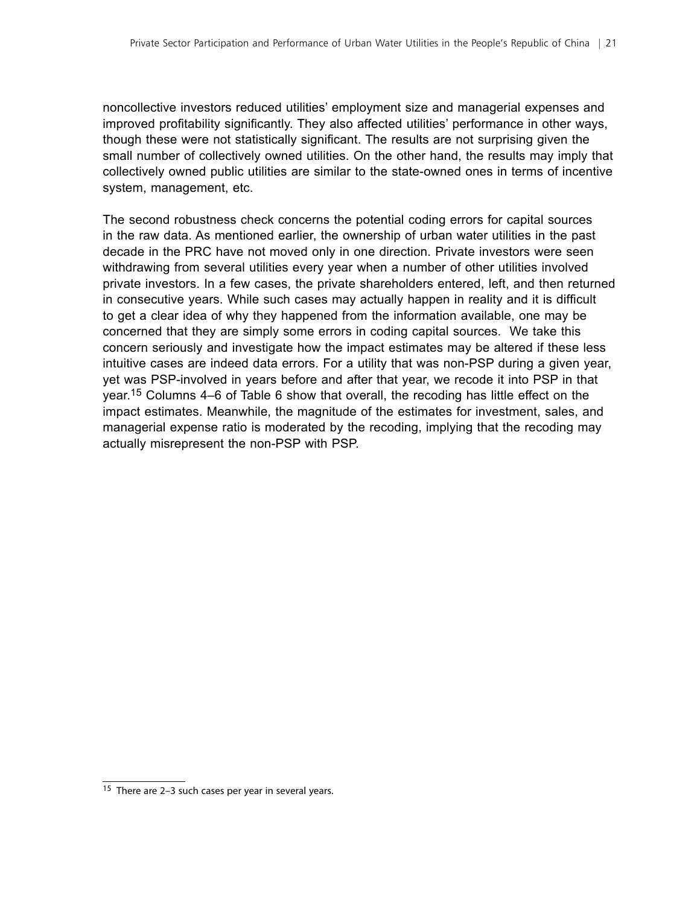noncollective investors reduced utilities' employment size and managerial expenses and improved profitability significantly. They also affected utilities' performance in other ways, though these were not statistically significant. The results are not surprising given the small number of collectively owned utilities. On the other hand, the results may imply that collectively owned public utilities are similar to the state-owned ones in terms of incentive system, management, etc.

The second robustness check concerns the potential coding errors for capital sources in the raw data. As mentioned earlier, the ownership of urban water utilities in the past decade in the PRC have not moved only in one direction. Private investors were seen withdrawing from several utilities every year when a number of other utilities involved private investors. In a few cases, the private shareholders entered, left, and then returned in consecutive years. While such cases may actually happen in reality and it is difficult to get a clear idea of why they happened from the information available, one may be concerned that they are simply some errors in coding capital sources. We take this concern seriously and investigate how the impact estimates may be altered if these less intuitive cases are indeed data errors. For a utility that was non-PSP during a given year, yet was PSP-involved in years before and after that year, we recode it into PSP in that year.[15] Columns 4–6 of Table 6 show that overall, the recoding has little effect on the impact estimates. Meanwhile, the magnitude of the estimates for investment, sales, and managerial expense ratio is moderated by the recoding, implying that the recoding may actually misrepresent the non-PSP with PSP.

[15] There are 2–3 such cases per year in several years.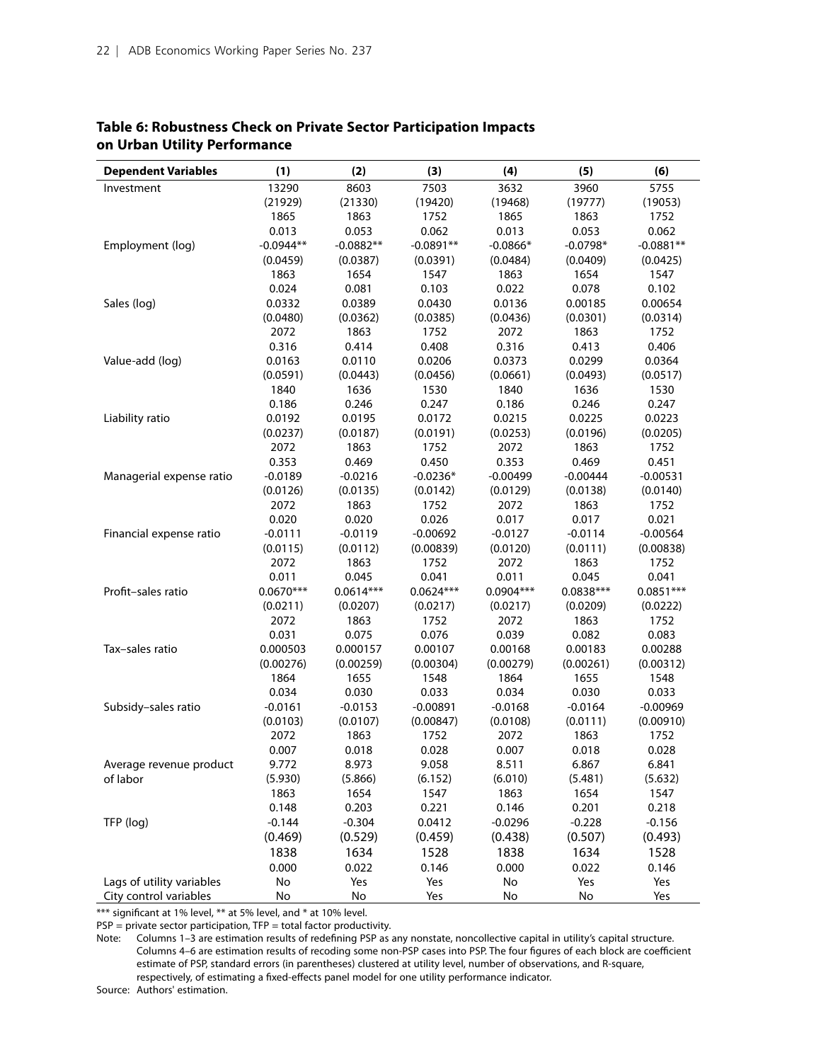**Table 6: Robustness Check on Private Sector Participation Impacts on Urban Utility Performance**

| Dependent Variables | (1) | (2) | (3) | (4) | (5) | (6) |
|---|---|---|---|---|---|---|
| Investment | 13290 | 8603 | 7503 | 3632 | 3960 | 5755 |
| | (21929) | (21330) | (19420) | (19468) | (19777) | (19053) |
| | 1865 | 1863 | 1752 | 1865 | 1863 | 1752 |
| | 0.013 | 0.053 | 0.062 | 0.013 | 0.053 | 0.062 |
| Employment (log) | -0.0944** | -0.0882** | -0.0891** | -0.0866* | -0.0798* | -0.0881** |
| | (0.0459) | (0.0387) | (0.0391) | (0.0484) | (0.0409) | (0.0425) |
| | 1863 | 1654 | 1547 | 1863 | 1654 | 1547 |
| | 0.024 | 0.081 | 0.103 | 0.022 | 0.078 | 0.102 |
| Sales (log) | 0.0332 | 0.0389 | 0.0430 | 0.0136 | 0.00185 | 0.00654 |
| | (0.0480) | (0.0362) | (0.0385) | (0.0436) | (0.0301) | (0.0314) |
| | 2072 | 1863 | 1752 | 2072 | 1863 | 1752 |
| | 0.316 | 0.414 | 0.408 | 0.316 | 0.413 | 0.406 |
| Value-add (log) | 0.0163 | 0.0110 | 0.0206 | 0.0373 | 0.0299 | 0.0364 |
| | (0.0591) | (0.0443) | (0.0456) | (0.0661) | (0.0493) | (0.0517) |
| | 1840 | 1636 | 1530 | 1840 | 1636 | 1530 |
| | 0.186 | 0.246 | 0.247 | 0.186 | 0.246 | 0.247 |
| Liability ratio | 0.0192 | 0.0195 | 0.0172 | 0.0215 | 0.0225 | 0.0223 |
| | (0.0237) | (0.0187) | (0.0191) | (0.0253) | (0.0196) | (0.0205) |
| | 2072 | 1863 | 1752 | 2072 | 1863 | 1752 |
| | 0.353 | 0.469 | 0.450 | 0.353 | 0.469 | 0.451 |
| Managerial expense ratio | -0.0189 | -0.0216 | -0.0236* | -0.00499 | -0.00444 | -0.00531 |
| | (0.0126) | (0.0135) | (0.0142) | (0.0129) | (0.0138) | (0.0140) |
| | 2072 | 1863 | 1752 | 2072 | 1863 | 1752 |
| | 0.020 | 0.020 | 0.026 | 0.017 | 0.017 | 0.021 |
| Financial expense ratio | -0.0111 | -0.0119 | -0.00692 | -0.0127 | -0.0114 | -0.00564 |
| | (0.0115) | (0.0112) | (0.00839) | (0.0120) | (0.0111) | (0.00838) |
| | 2072 | 1863 | 1752 | 2072 | 1863 | 1752 |
| | 0.011 | 0.045 | 0.041 | 0.011 | 0.045 | 0.041 |
| Profit–sales ratio | 0.0670*** | 0.0614*** | 0.0624*** | 0.0904*** | 0.0838*** | 0.0851*** |
| | (0.0211) | (0.0207) | (0.0217) | (0.0217) | (0.0209) | (0.0222) |
| | 2072 | 1863 | 1752 | 2072 | 1863 | 1752 |
| | 0.031 | 0.075 | 0.076 | 0.039 | 0.082 | 0.083 |
| Tax–sales ratio | 0.000503 | 0.000157 | 0.00107 | 0.00168 | 0.00183 | 0.00288 |
| | (0.00276) | (0.00259) | (0.00304) | (0.00279) | (0.00261) | (0.00312) |
| | 1864 | 1655 | 1548 | 1864 | 1655 | 1548 |
| | 0.034 | 0.030 | 0.033 | 0.034 | 0.030 | 0.033 |
| Subsidy–sales ratio | -0.0161 | -0.0153 | -0.00891 | -0.0168 | -0.0164 | -0.00969 |
| | (0.0103) | (0.0107) | (0.00847) | (0.0108) | (0.0111) | (0.00910) |
| | 2072 | 1863 | 1752 | 2072 | 1863 | 1752 |
| | 0.007 | 0.018 | 0.028 | 0.007 | 0.018 | 0.028 |
| Average revenue product of labor | 9.772 | 8.973 | 9.058 | 8.511 | 6.867 | 6.841 |
| | (5.930) | (5.866) | (6.152) | (6.010) | (5.481) | (5.632) |
| | 1863 | 1654 | 1547 | 1863 | 1654 | 1547 |
| | 0.148 | 0.203 | 0.221 | 0.146 | 0.201 | 0.218 |
| TFP (log) | -0.144 | -0.304 | 0.0412 | -0.0296 | -0.228 | -0.156 |
| | (0.469) | (0.529) | (0.459) | (0.438) | (0.507) | (0.493) |
| | 1838 | 1634 | 1528 | 1838 | 1634 | 1528 |
| | 0.000 | 0.022 | 0.146 | 0.000 | 0.022 | 0.146 |
| Lags of utility variables | No | Yes | Yes | No | Yes | Yes |
| City control variables | No | No | Yes | No | No | Yes |

*** significant at 1% level, ** at 5% level, and * at 10% level.

PSP = private sector participation, TFP = total factor productivity.

Note: Columns 1–3 are estimation results of redefining PSP as any nonstate, noncollective capital in utility's capital structure. Columns 4–6 are estimation results of recoding some non-PSP cases into PSP. The four figures of each block are coefficient estimate of PSP, standard errors (in parentheses) clustered at utility level, number of observations, and R-square, respectively, of estimating a fixed-effects panel model for one utility performance indicator.

Source: Authors' estimation.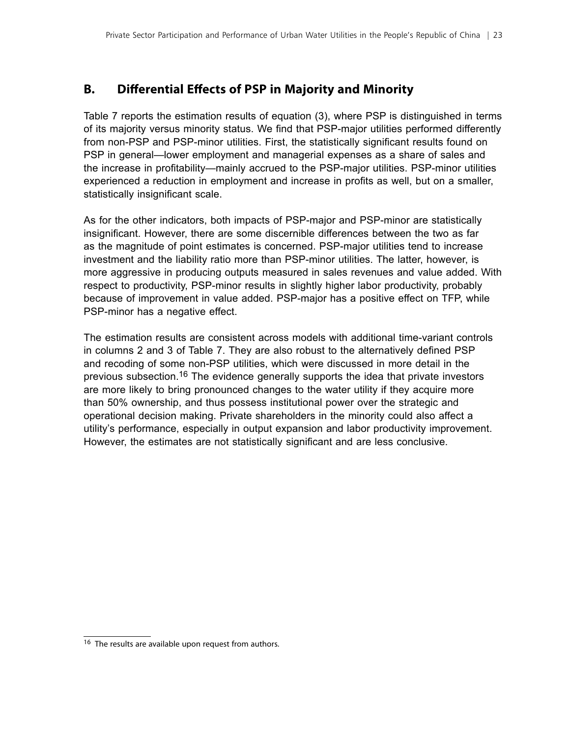## B. Differential Effects of PSP in Majority and Minority

Table 7 reports the estimation results of equation (3), where PSP is distinguished in terms of its majority versus minority status. We find that PSP-major utilities performed differently from non-PSP and PSP-minor utilities. First, the statistically significant results found on PSP in general—lower employment and managerial expenses as a share of sales and the increase in profitability—mainly accrued to the PSP-major utilities. PSP-minor utilities experienced a reduction in employment and increase in profits as well, but on a smaller, statistically insignificant scale.

As for the other indicators, both impacts of PSP-major and PSP-minor are statistically insignificant. However, there are some discernible differences between the two as far as the magnitude of point estimates is concerned. PSP-major utilities tend to increase investment and the liability ratio more than PSP-minor utilities. The latter, however, is more aggressive in producing outputs measured in sales revenues and value added. With respect to productivity, PSP-minor results in slightly higher labor productivity, probably because of improvement in value added. PSP-major has a positive effect on TFP, while PSP-minor has a negative effect.

The estimation results are consistent across models with additional time-variant controls in columns 2 and 3 of Table 7. They are also robust to the alternatively defined PSP and recoding of some non-PSP utilities, which were discussed in more detail in the previous subsection.[16] The evidence generally supports the idea that private investors are more likely to bring pronounced changes to the water utility if they acquire more than 50% ownership, and thus possess institutional power over the strategic and operational decision making. Private shareholders in the minority could also affect a utility's performance, especially in output expansion and labor productivity improvement. However, the estimates are not statistically significant and are less conclusive.

[16] The results are available upon request from authors.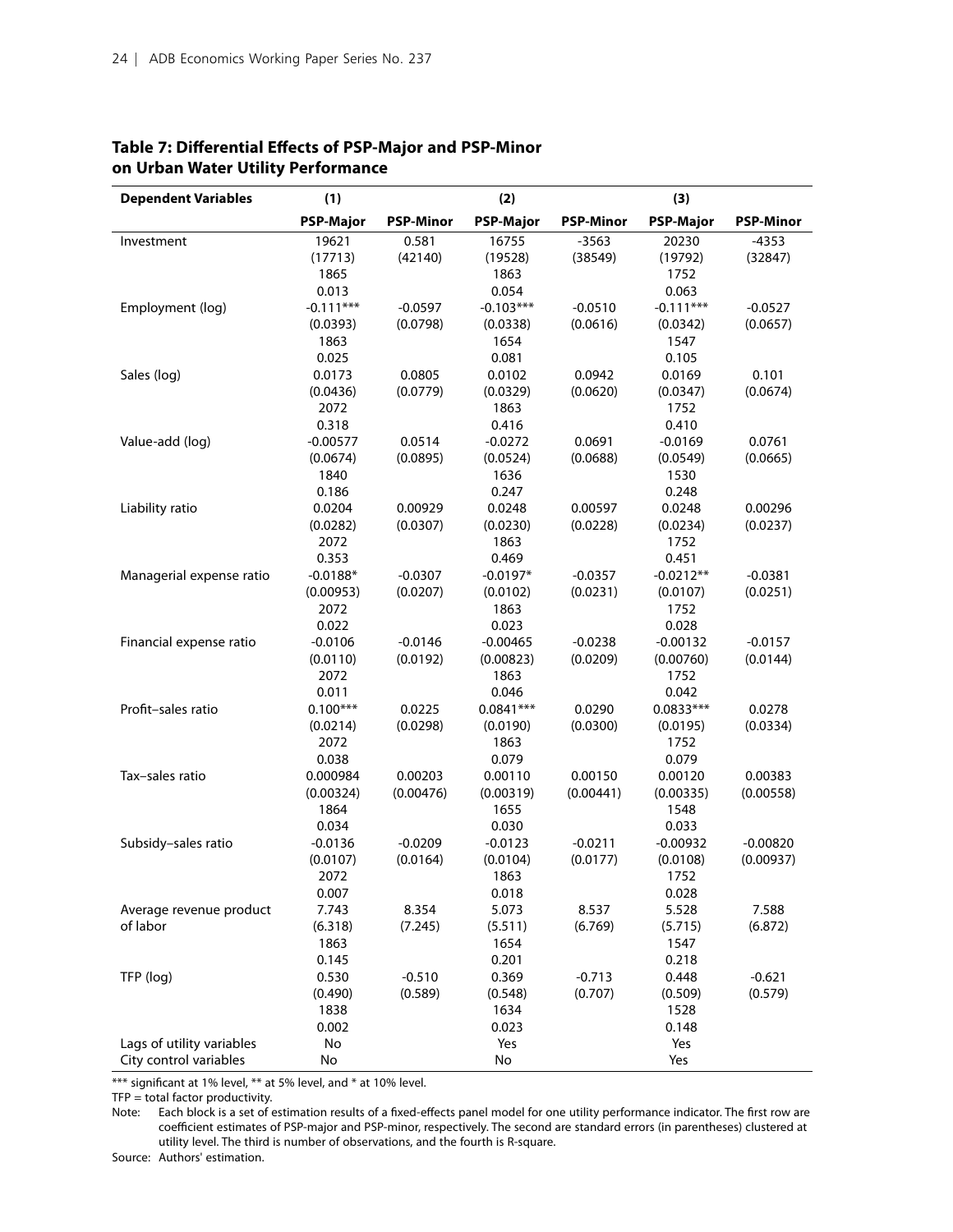**Table 7: Differential Effects of PSP-Major and PSP-Minor on Urban Water Utility Performance**

| Dependent Variables | (1) | | (2) | | (3) | |
|---|---|---|---|---|---|---|
| | PSP-Major | PSP-Minor | PSP-Major | PSP-Minor | PSP-Major | PSP-Minor |
| Investment | 19621 | 0.581 | 16755 | -3563 | 20230 | -4353 |
| | (17713) | (42140) | (19528) | (38549) | (19792) | (32847) |
| | 1865 | | 1863 | | 1752 | |
| | 0.013 | | 0.054 | | 0.063 | |
| Employment (log) | -0.111*** | -0.0597 | -0.103*** | -0.0510 | -0.111*** | -0.0527 |
| | (0.0393) | (0.0798) | (0.0338) | (0.0616) | (0.0342) | (0.0657) |
| | 1863 | | 1654 | | 1547 | |
| | 0.025 | | 0.081 | | 0.105 | |
| Sales (log) | 0.0173 | 0.0805 | 0.0102 | 0.0942 | 0.0169 | 0.101 |
| | (0.0436) | (0.0779) | (0.0329) | (0.0620) | (0.0347) | (0.0674) |
| | 2072 | | 1863 | | 1752 | |
| | 0.318 | | 0.416 | | 0.410 | |
| Value-add (log) | -0.00577 | 0.0514 | -0.0272 | 0.0691 | -0.0169 | 0.0761 |
| | (0.0674) | (0.0895) | (0.0524) | (0.0688) | (0.0549) | (0.0665) |
| | 1840 | | 1636 | | 1530 | |
| | 0.186 | | 0.247 | | 0.248 | |
| Liability ratio | 0.0204 | 0.00929 | 0.0248 | 0.00597 | 0.0248 | 0.00296 |
| | (0.0282) | (0.0307) | (0.0230) | (0.0228) | (0.0234) | (0.0237) |
| | 2072 | | 1863 | | 1752 | |
| | 0.353 | | 0.469 | | 0.451 | |
| Managerial expense ratio | -0.0188* | -0.0307 | -0.0197* | -0.0357 | -0.0212** | -0.0381 |
| | (0.00953) | (0.0207) | (0.0102) | (0.0231) | (0.0107) | (0.0251) |
| | 2072 | | 1863 | | 1752 | |
| | 0.022 | | 0.023 | | 0.028 | |
| Financial expense ratio | -0.0106 | -0.0146 | -0.00465 | -0.0238 | -0.00132 | -0.0157 |
| | (0.0110) | (0.0192) | (0.00823) | (0.0209) | (0.00760) | (0.0144) |
| | 2072 | | 1863 | | 1752 | |
| | 0.011 | | 0.046 | | 0.042 | |
| Profit–sales ratio | 0.100*** | 0.0225 | 0.0841*** | 0.0290 | 0.0833*** | 0.0278 |
| | (0.0214) | (0.0298) | (0.0190) | (0.0300) | (0.0195) | (0.0334) |
| | 2072 | | 1863 | | 1752 | |
| | 0.038 | | 0.079 | | 0.079 | |
| Tax–sales ratio | 0.000984 | 0.00203 | 0.00110 | 0.00150 | 0.00120 | 0.00383 |
| | (0.00324) | (0.00476) | (0.00319) | (0.00441) | (0.00335) | (0.00558) |
| | 1864 | | 1655 | | 1548 | |
| | 0.034 | | 0.030 | | 0.033 | |
| Subsidy–sales ratio | -0.0136 | -0.0209 | -0.0123 | -0.0211 | -0.00932 | -0.00820 |
| | (0.0107) | (0.0164) | (0.0104) | (0.0177) | (0.0108) | (0.00937) |
| | 2072 | | 1863 | | 1752 | |
| | 0.007 | | 0.018 | | 0.028 | |
| Average revenue product of labor | 7.743 | 8.354 | 5.073 | 8.537 | 5.528 | 7.588 |
| | (6.318) | (7.245) | (5.511) | (6.769) | (5.715) | (6.872) |
| | 1863 | | 1654 | | 1547 | |
| | 0.145 | | 0.201 | | 0.218 | |
| TFP (log) | 0.530 | -0.510 | 0.369 | -0.713 | 0.448 | -0.621 |
| | (0.490) | (0.589) | (0.548) | (0.707) | (0.509) | (0.579) |
| | 1838 | | 1634 | | 1528 | |
| | 0.002 | | 0.023 | | 0.148 | |
| Lags of utility variables | No | | Yes | | Yes | |
| City control variables | No | | No | | Yes | |

*** significant at 1% level, ** at 5% level, and * at 10% level.

TFP = total factor productivity.

Note: Each block is a set of estimation results of a fixed-effects panel model for one utility performance indicator. The first row are coefficient estimates of PSP-major and PSP-minor, respectively. The second are standard errors (in parentheses) clustered at utility level. The third is number of observations, and the fourth is R-square.

Source: Authors' estimation.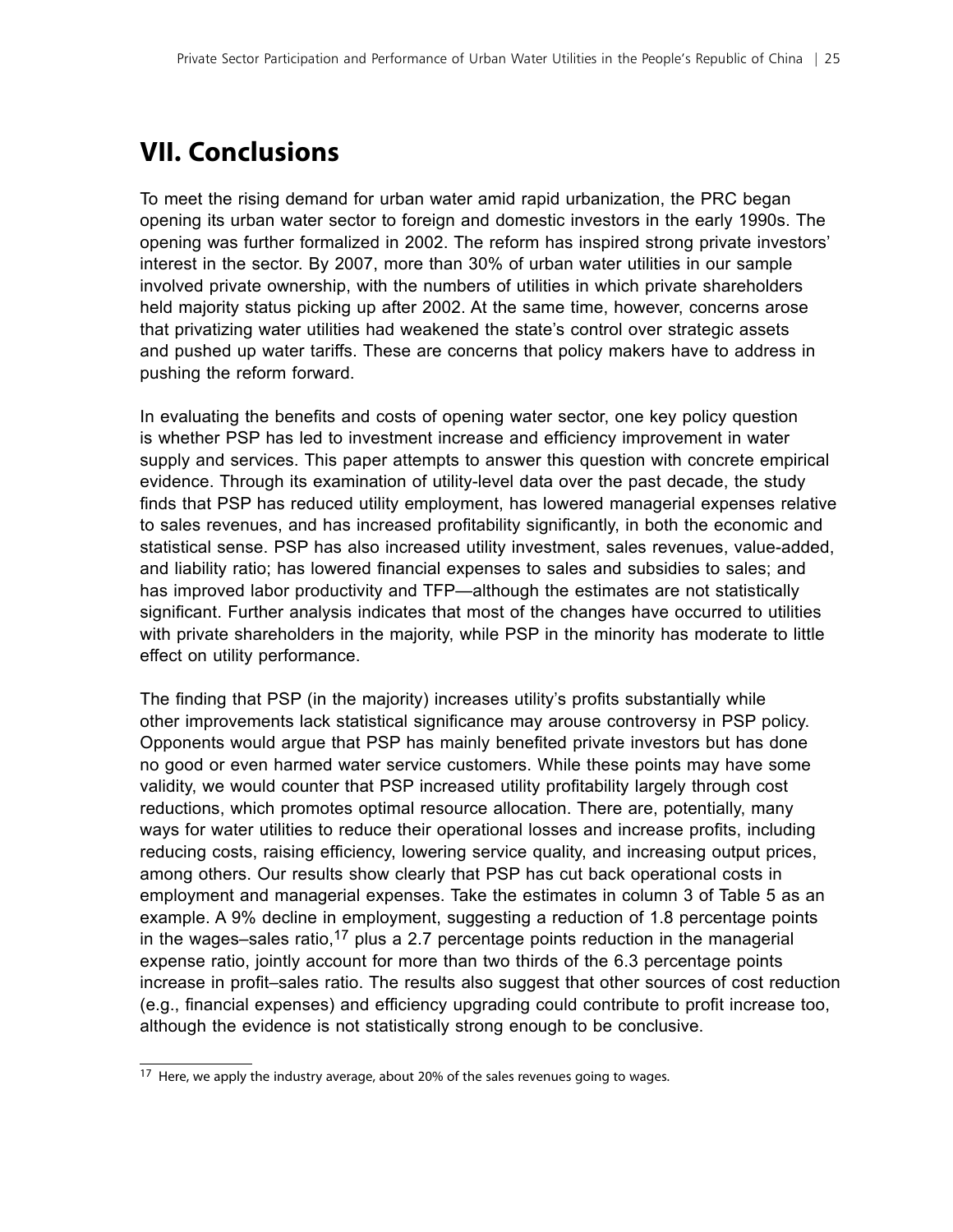## VII. Conclusions

To meet the rising demand for urban water amid rapid urbanization, the PRC began opening its urban water sector to foreign and domestic investors in the early 1990s. The opening was further formalized in 2002. The reform has inspired strong private investors' interest in the sector. By 2007, more than 30% of urban water utilities in our sample involved private ownership, with the numbers of utilities in which private shareholders held majority status picking up after 2002. At the same time, however, concerns arose that privatizing water utilities had weakened the state's control over strategic assets and pushed up water tariffs. These are concerns that policy makers have to address in pushing the reform forward.

In evaluating the benefits and costs of opening water sector, one key policy question is whether PSP has led to investment increase and efficiency improvement in water supply and services. This paper attempts to answer this question with concrete empirical evidence. Through its examination of utility-level data over the past decade, the study finds that PSP has reduced utility employment, has lowered managerial expenses relative to sales revenues, and has increased profitability significantly, in both the economic and statistical sense. PSP has also increased utility investment, sales revenues, value-added, and liability ratio; has lowered financial expenses to sales and subsidies to sales; and has improved labor productivity and TFP—although the estimates are not statistically significant. Further analysis indicates that most of the changes have occurred to utilities with private shareholders in the majority, while PSP in the minority has moderate to little effect on utility performance.

The finding that PSP (in the majority) increases utility's profits substantially while other improvements lack statistical significance may arouse controversy in PSP policy. Opponents would argue that PSP has mainly benefited private investors but has done no good or even harmed water service customers. While these points may have some validity, we would counter that PSP increased utility profitability largely through cost reductions, which promotes optimal resource allocation. There are, potentially, many ways for water utilities to reduce their operational losses and increase profits, including reducing costs, raising efficiency, lowering service quality, and increasing output prices, among others. Our results show clearly that PSP has cut back operational costs in employment and managerial expenses. Take the estimates in column 3 of Table 5 as an example. A 9% decline in employment, suggesting a reduction of 1.8 percentage points in the wages–sales ratio,[17] plus a 2.7 percentage points reduction in the managerial expense ratio, jointly account for more than two thirds of the 6.3 percentage points increase in profit–sales ratio. The results also suggest that other sources of cost reduction (e.g., financial expenses) and efficiency upgrading could contribute to profit increase too, although the evidence is not statistically strong enough to be conclusive.

---

[17] Here, we apply the industry average, about 20% of the sales revenues going to wages.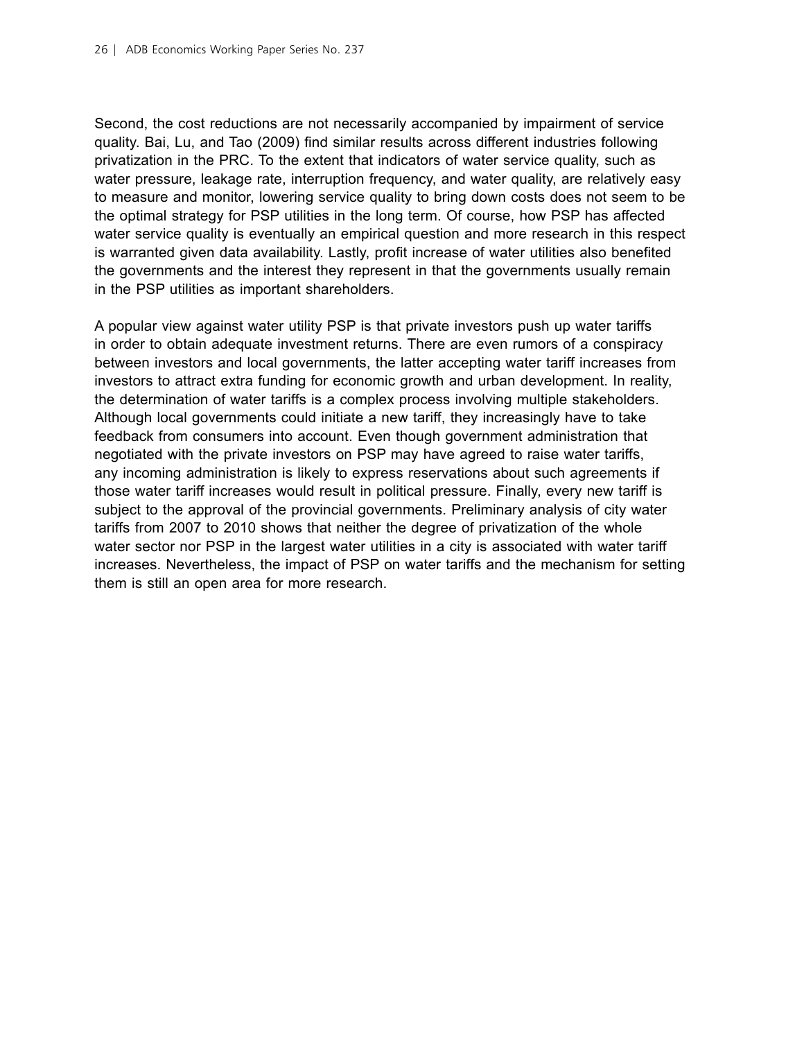Second, the cost reductions are not necessarily accompanied by impairment of service quality. Bai, Lu, and Tao (2009) find similar results across different industries following privatization in the PRC. To the extent that indicators of water service quality, such as water pressure, leakage rate, interruption frequency, and water quality, are relatively easy to measure and monitor, lowering service quality to bring down costs does not seem to be the optimal strategy for PSP utilities in the long term. Of course, how PSP has affected water service quality is eventually an empirical question and more research in this respect is warranted given data availability. Lastly, profit increase of water utilities also benefited the governments and the interest they represent in that the governments usually remain in the PSP utilities as important shareholders.

A popular view against water utility PSP is that private investors push up water tariffs in order to obtain adequate investment returns. There are even rumors of a conspiracy between investors and local governments, the latter accepting water tariff increases from investors to attract extra funding for economic growth and urban development. In reality, the determination of water tariffs is a complex process involving multiple stakeholders. Although local governments could initiate a new tariff, they increasingly have to take feedback from consumers into account. Even though government administration that negotiated with the private investors on PSP may have agreed to raise water tariffs, any incoming administration is likely to express reservations about such agreements if those water tariff increases would result in political pressure. Finally, every new tariff is subject to the approval of the provincial governments. Preliminary analysis of city water tariffs from 2007 to 2010 shows that neither the degree of privatization of the whole water sector nor PSP in the largest water utilities in a city is associated with water tariff increases. Nevertheless, the impact of PSP on water tariffs and the mechanism for setting them is still an open area for more research.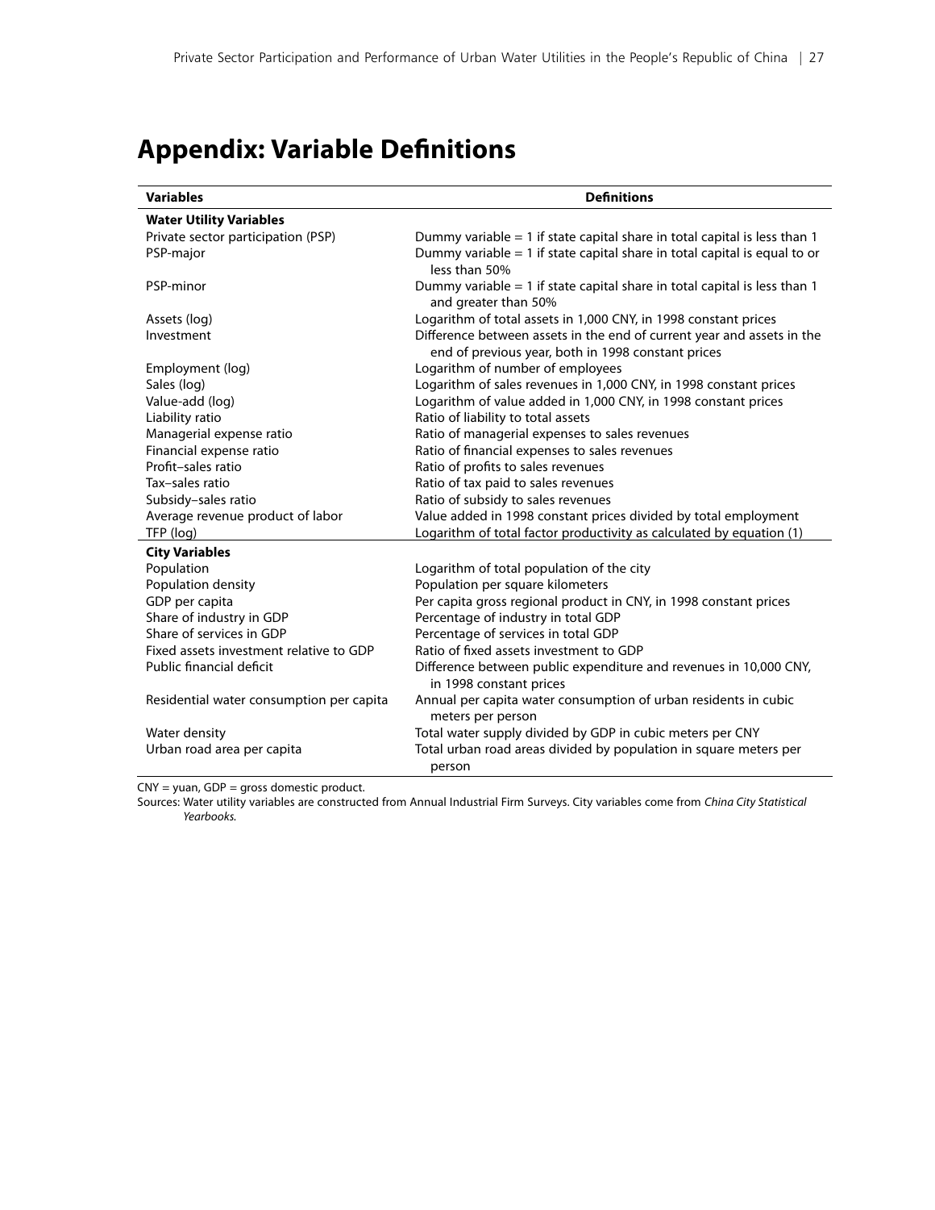# Appendix: Variable Definitions

| Variables | Definitions |
|---|---|
| **Water Utility Variables** | |
| Private sector participation (PSP) | Dummy variable = 1 if state capital share in total capital is less than 1 |
| PSP-major | Dummy variable = 1 if state capital share in total capital is equal to or less than 50% |
| PSP-minor | Dummy variable = 1 if state capital share in total capital is less than 1 and greater than 50% |
| Assets (log) | Logarithm of total assets in 1,000 CNY, in 1998 constant prices |
| Investment | Difference between assets in the end of current year and assets in the end of previous year, both in 1998 constant prices |
| Employment (log) | Logarithm of number of employees |
| Sales (log) | Logarithm of sales revenues in 1,000 CNY, in 1998 constant prices |
| Value-add (log) | Logarithm of value added in 1,000 CNY, in 1998 constant prices |
| Liability ratio | Ratio of liability to total assets |
| Managerial expense ratio | Ratio of managerial expenses to sales revenues |
| Financial expense ratio | Ratio of financial expenses to sales revenues |
| Profit–sales ratio | Ratio of profits to sales revenues |
| Tax–sales ratio | Ratio of tax paid to sales revenues |
| Subsidy–sales ratio | Ratio of subsidy to sales revenues |
| Average revenue product of labor | Value added in 1998 constant prices divided by total employment |
| TFP (log) | Logarithm of total factor productivity as calculated by equation (1) |
| **City Variables** | |
| Population | Logarithm of total population of the city |
| Population density | Population per square kilometers |
| GDP per capita | Per capita gross regional product in CNY, in 1998 constant prices |
| Share of industry in GDP | Percentage of industry in total GDP |
| Share of services in GDP | Percentage of services in total GDP |
| Fixed assets investment relative to GDP | Ratio of fixed assets investment to GDP |
| Public financial deficit | Difference between public expenditure and revenues in 10,000 CNY, in 1998 constant prices |
| Residential water consumption per capita | Annual per capita water consumption of urban residents in cubic meters per person |
| Water density | Total water supply divided by GDP in cubic meters per CNY |
| Urban road area per capita | Total urban road areas divided by population in square meters per person |

CNY = yuan, GDP = gross domestic product.

Sources: Water utility variables are constructed from Annual Industrial Firm Surveys. City variables come from *China City Statistical Yearbooks.*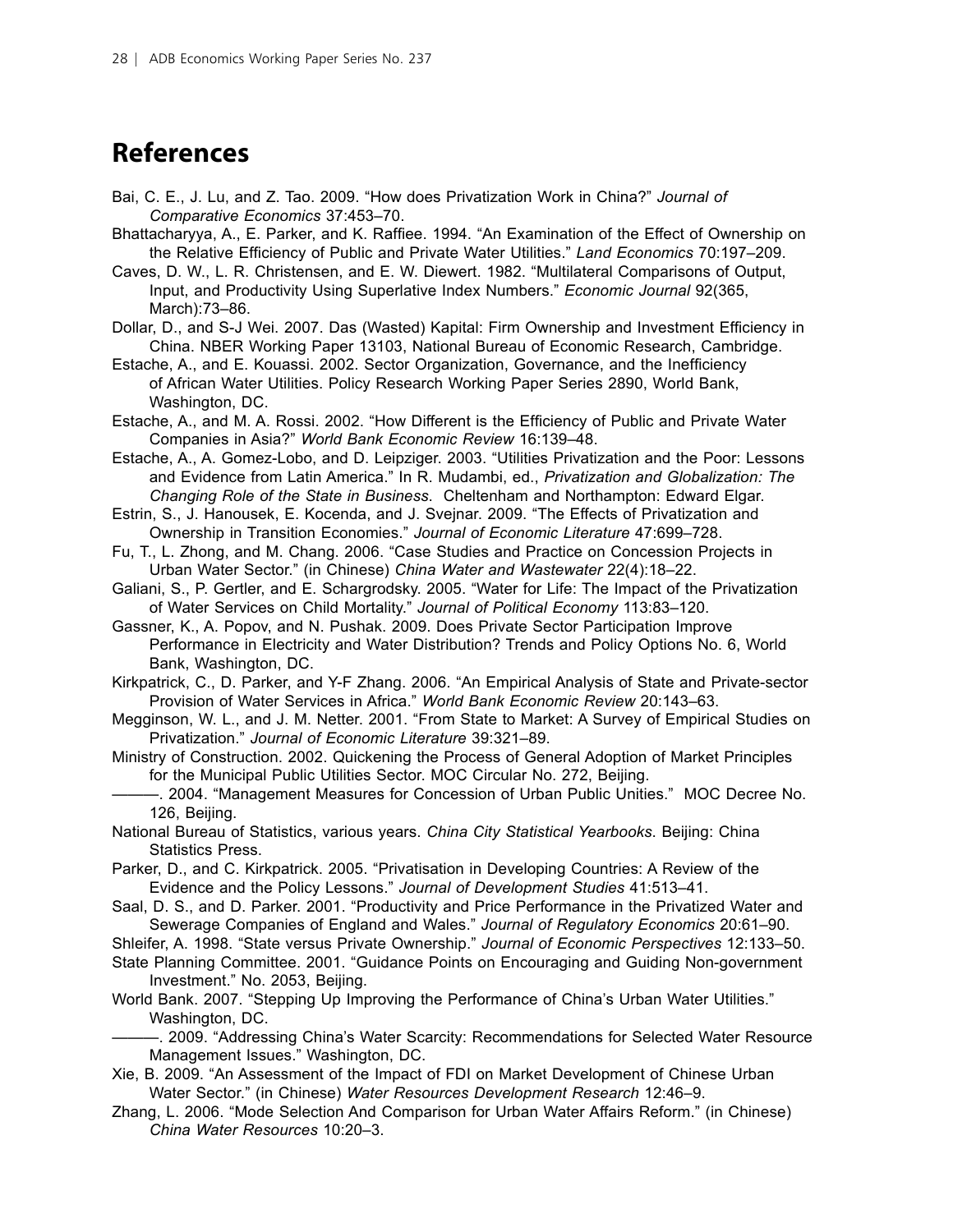# References

Bai, C. E., J. Lu, and Z. Tao. 2009. "How does Privatization Work in China?" *Journal of Comparative Economics* 37:453–70.

Bhattacharyya, A., E. Parker, and K. Raffiee. 1994. "An Examination of the Effect of Ownership on the Relative Efficiency of Public and Private Water Utilities." *Land Economics* 70:197–209.

Caves, D. W., L. R. Christensen, and E. W. Diewert. 1982. "Multilateral Comparisons of Output, Input, and Productivity Using Superlative Index Numbers." *Economic Journal* 92(365, March):73–86.

Dollar, D., and S-J Wei. 2007. Das (Wasted) Kapital: Firm Ownership and Investment Efficiency in China. NBER Working Paper 13103, National Bureau of Economic Research, Cambridge.

Estache, A., and E. Kouassi. 2002. Sector Organization, Governance, and the Inefficiency of African Water Utilities. Policy Research Working Paper Series 2890, World Bank, Washington, DC.

Estache, A., and M. A. Rossi. 2002. "How Different is the Efficiency of Public and Private Water Companies in Asia?" *World Bank Economic Review* 16:139–48.

Estache, A., A. Gomez-Lobo, and D. Leipziger. 2003. "Utilities Privatization and the Poor: Lessons and Evidence from Latin America." In R. Mudambi, ed., *Privatization and Globalization: The Changing Role of the State in Business*. Cheltenham and Northampton: Edward Elgar.

Estrin, S., J. Hanousek, E. Kocenda, and J. Svejnar. 2009. "The Effects of Privatization and Ownership in Transition Economies." *Journal of Economic Literature* 47:699–728.

Fu, T., L. Zhong, and M. Chang. 2006. "Case Studies and Practice on Concession Projects in Urban Water Sector." (in Chinese) *China Water and Wastewater* 22(4):18–22.

Galiani, S., P. Gertler, and E. Schargrodsky. 2005. "Water for Life: The Impact of the Privatization of Water Services on Child Mortality." *Journal of Political Economy* 113:83–120.

Gassner, K., A. Popov, and N. Pushak. 2009. Does Private Sector Participation Improve Performance in Electricity and Water Distribution? Trends and Policy Options No. 6, World Bank, Washington, DC.

Kirkpatrick, C., D. Parker, and Y-F Zhang. 2006. "An Empirical Analysis of State and Private-sector Provision of Water Services in Africa." *World Bank Economic Review* 20:143–63.

Megginson, W. L., and J. M. Netter. 2001. "From State to Market: A Survey of Empirical Studies on Privatization." *Journal of Economic Literature* 39:321–89.

Ministry of Construction. 2002. Quickening the Process of General Adoption of Market Principles for the Municipal Public Utilities Sector. MOC Circular No. 272, Beijing.

———. 2004. "Management Measures for Concession of Urban Public Unities." MOC Decree No. 126, Beijing.

National Bureau of Statistics, various years. *China City Statistical Yearbooks*. Beijing: China Statistics Press.

Parker, D., and C. Kirkpatrick. 2005. "Privatisation in Developing Countries: A Review of the Evidence and the Policy Lessons." *Journal of Development Studies* 41:513–41.

Saal, D. S., and D. Parker. 2001. "Productivity and Price Performance in the Privatized Water and Sewerage Companies of England and Wales." *Journal of Regulatory Economics* 20:61–90.

Shleifer, A. 1998. "State versus Private Ownership." *Journal of Economic Perspectives* 12:133–50.

State Planning Committee. 2001. "Guidance Points on Encouraging and Guiding Non-government Investment." No. 2053, Beijing.

World Bank. 2007. "Stepping Up Improving the Performance of China's Urban Water Utilities." Washington, DC.

———. 2009. "Addressing China's Water Scarcity: Recommendations for Selected Water Resource Management Issues." Washington, DC.

Xie, B. 2009. "An Assessment of the Impact of FDI on Market Development of Chinese Urban Water Sector." (in Chinese) *Water Resources Development Research* 12:46–9.

Zhang, L. 2006. "Mode Selection And Comparison for Urban Water Affairs Reform." (in Chinese) *China Water Resources* 10:20–3.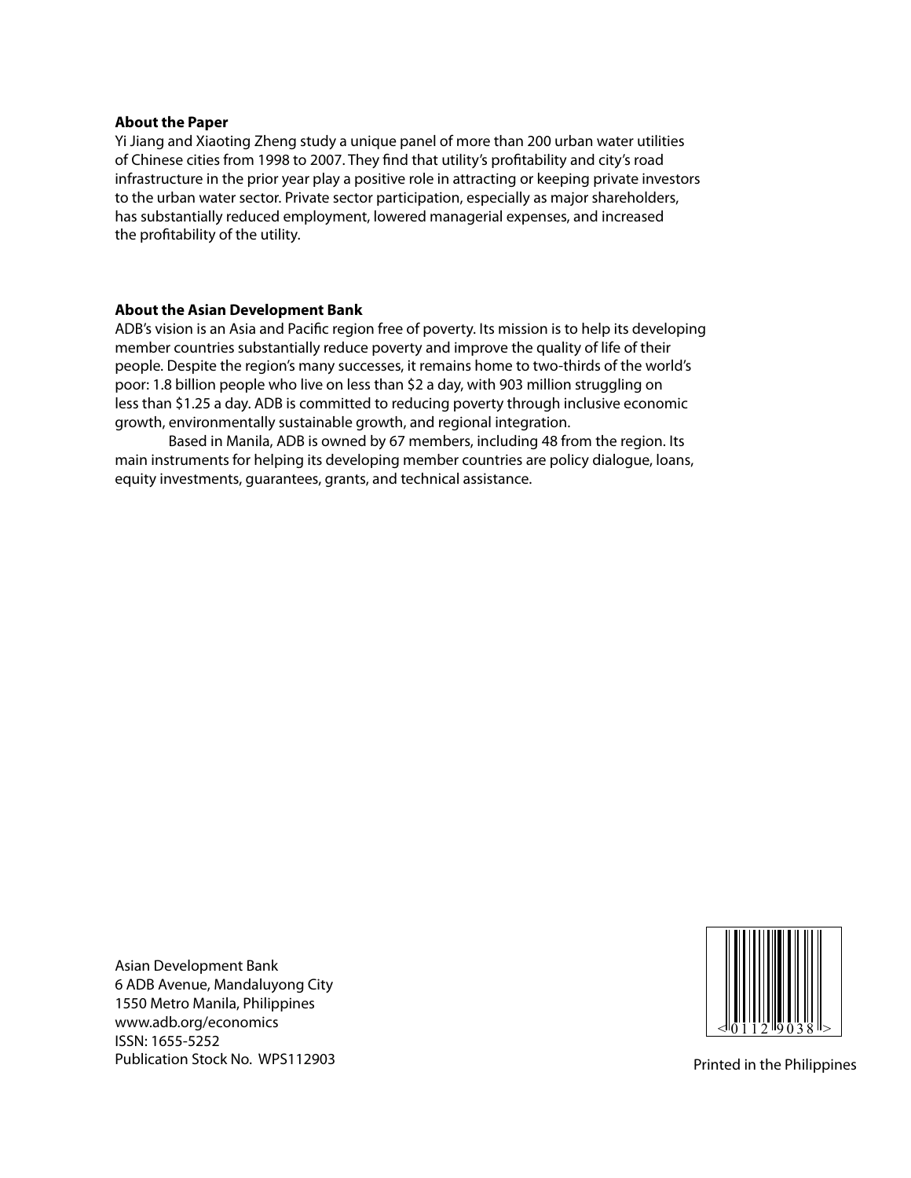**About the Paper**

Yi Jiang and Xiaoting Zheng study a unique panel of more than 200 urban water utilities of Chinese cities from 1998 to 2007. They find that utility's profitability and city's road infrastructure in the prior year play a positive role in attracting or keeping private investors to the urban water sector. Private sector participation, especially as major shareholders, has substantially reduced employment, lowered managerial expenses, and increased the profitability of the utility.

**About the Asian Development Bank**

ADB's vision is an Asia and Pacific region free of poverty. Its mission is to help its developing member countries substantially reduce poverty and improve the quality of life of their people. Despite the region's many successes, it remains home to two-thirds of the world's poor: 1.8 billion people who live on less than $2 a day, with 903 million struggling on less than $1.25 a day. ADB is committed to reducing poverty through inclusive economic growth, environmentally sustainable growth, and regional integration.

Based in Manila, ADB is owned by 67 members, including 48 from the region. Its main instruments for helping its developing member countries are policy dialogue, loans, equity investments, guarantees, grants, and technical assistance.

Asian Development Bank
6 ADB Avenue, Mandaluyong City
1550 Metro Manila, Philippines
www.adb.org/economics
ISSN: 1655-5252
Publication Stock No. WPS112903

<0112 9038>

Printed in the Philippines